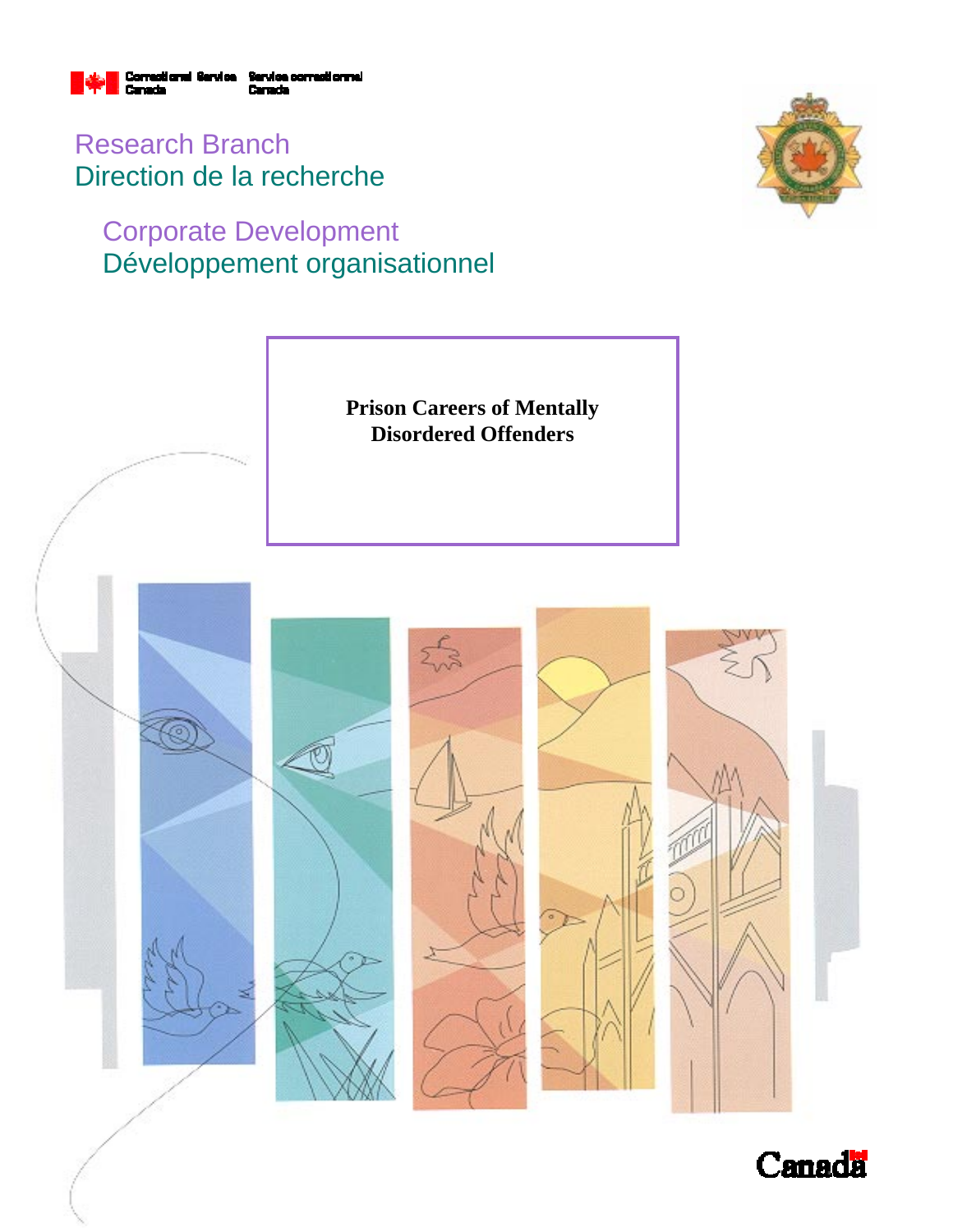Correctional Service Canada | Service correctionnel Canada

Research Branch
Direction de la recherche

Corporate Development
Développement organisationnel

# Prison Careers of Mentally Disordered Offenders

Canada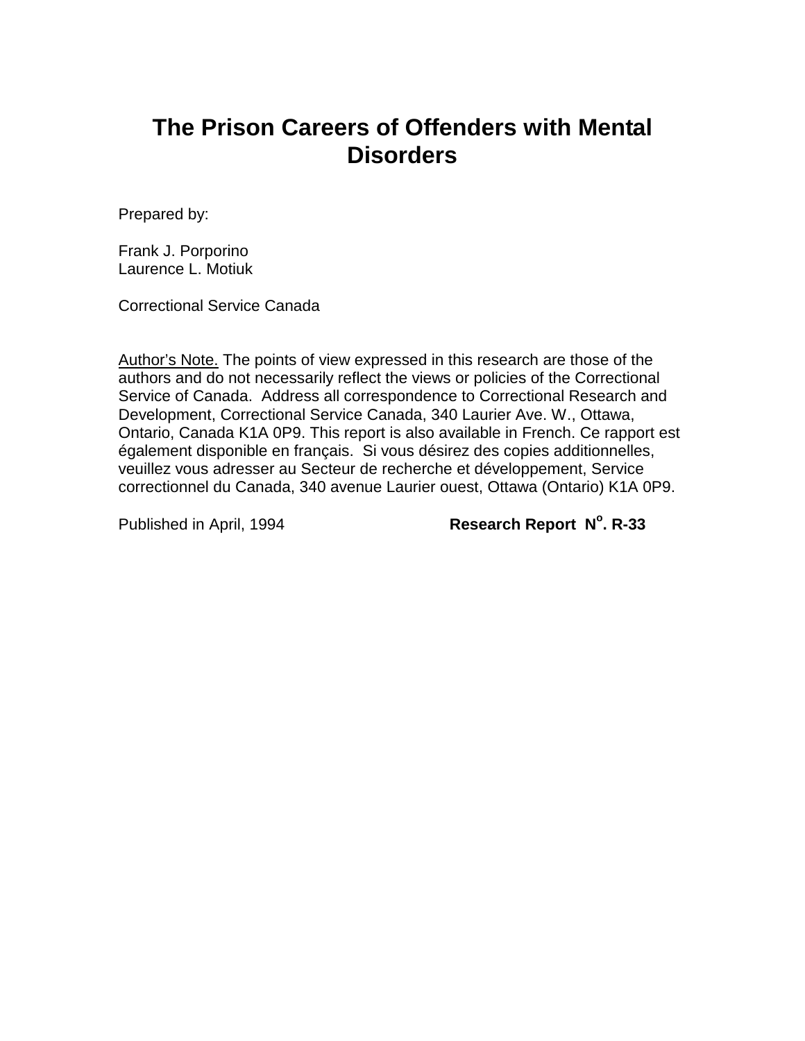# The Prison Careers of Offenders with Mental Disorders

Prepared by:

Frank J. Porporino
Laurence L. Motiuk

Correctional Service Canada

Author's Note. The points of view expressed in this research are those of the authors and do not necessarily reflect the views or policies of the Correctional Service of Canada. Address all correspondence to Correctional Research and Development, Correctional Service Canada, 340 Laurier Ave. W., Ottawa, Ontario, Canada K1A 0P9. This report is also available in French. Ce rapport est également disponible en français. Si vous désirez des copies additionnelles, veuillez vous adresser au Secteur de recherche et développement, Service correctionnel du Canada, 340 avenue Laurier ouest, Ottawa (Ontario) K1A 0P9.

Published in April, 1994 **Research Report N°. R-33**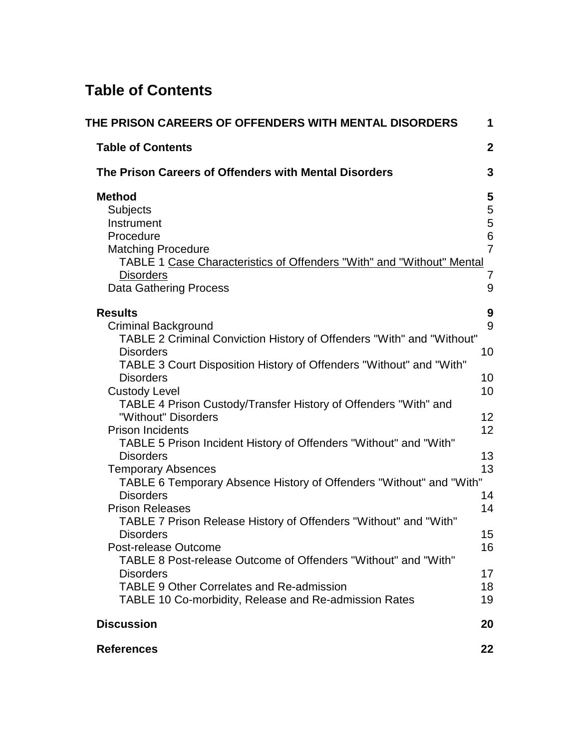# Table of Contents

**THE PRISON CAREERS OF OFFENDERS WITH MENTAL DISORDERS** **1**

**Table of Contents** **2**

**The Prison Careers of Offenders with Mental Disorders** **3**

**Method** **5**
- Subjects 5
- Instrument 5
- Procedure 6
- Matching Procedure 7
  - TABLE 1 Case Characteristics of Offenders "With" and "Without" Mental Disorders 7
- Data Gathering Process 9

**Results** **9**
- Criminal Background 9
  - TABLE 2 Criminal Conviction History of Offenders "With" and "Without" Disorders 10
  - TABLE 3 Court Disposition History of Offenders "Without" and "With" Disorders 10
- Custody Level 10
  - TABLE 4 Prison Custody/Transfer History of Offenders "With" and "Without" Disorders 12
- Prison Incidents 12
  - TABLE 5 Prison Incident History of Offenders "Without" and "With" Disorders 13
- Temporary Absences 13
  - TABLE 6 Temporary Absence History of Offenders "Without" and "With" Disorders 14
- Prison Releases 14
  - TABLE 7 Prison Release History of Offenders "Without" and "With" Disorders 15
- Post-release Outcome 16
  - TABLE 8 Post-release Outcome of Offenders "Without" and "With" Disorders 17
  - TABLE 9 Other Correlates and Re-admission 18
  - TABLE 10 Co-morbidity, Release and Re-admission Rates 19

**Discussion** **20**

**References** **22**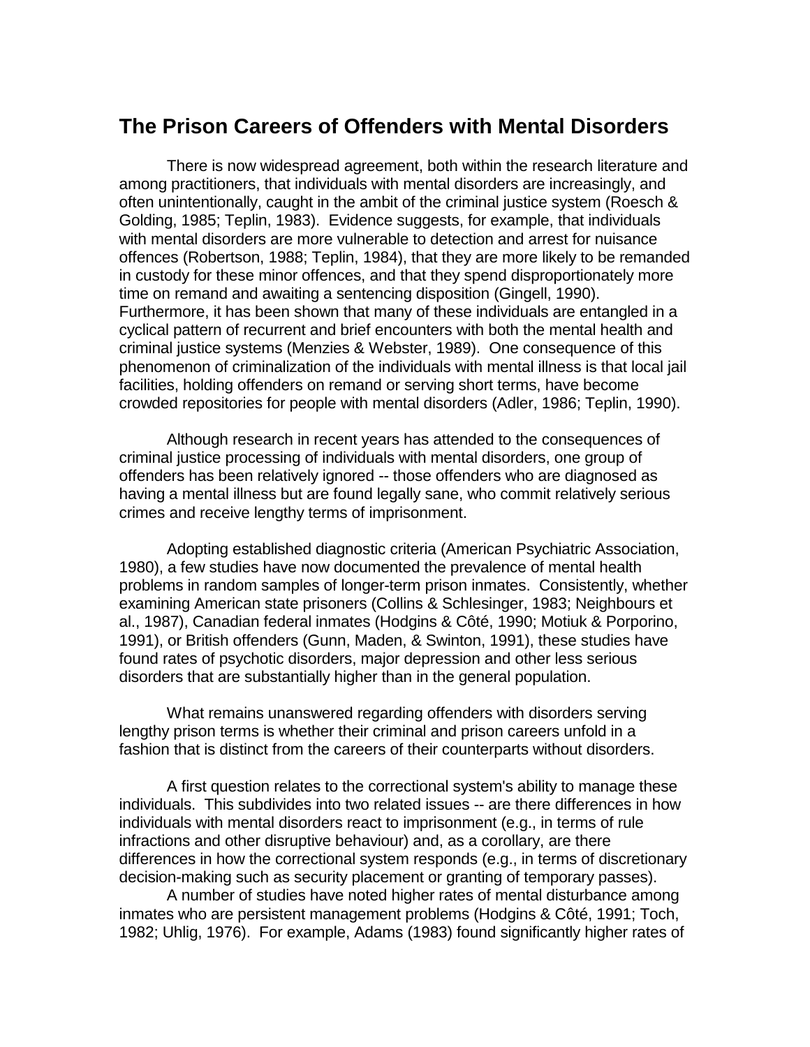## The Prison Careers of Offenders with Mental Disorders

There is now widespread agreement, both within the research literature and among practitioners, that individuals with mental disorders are increasingly, and often unintentionally, caught in the ambit of the criminal justice system (Roesch & Golding, 1985; Teplin, 1983). Evidence suggests, for example, that individuals with mental disorders are more vulnerable to detection and arrest for nuisance offences (Robertson, 1988; Teplin, 1984), that they are more likely to be remanded in custody for these minor offences, and that they spend disproportionately more time on remand and awaiting a sentencing disposition (Gingell, 1990). Furthermore, it has been shown that many of these individuals are entangled in a cyclical pattern of recurrent and brief encounters with both the mental health and criminal justice systems (Menzies & Webster, 1989). One consequence of this phenomenon of criminalization of the individuals with mental illness is that local jail facilities, holding offenders on remand or serving short terms, have become crowded repositories for people with mental disorders (Adler, 1986; Teplin, 1990).

Although research in recent years has attended to the consequences of criminal justice processing of individuals with mental disorders, one group of offenders has been relatively ignored -- those offenders who are diagnosed as having a mental illness but are found legally sane, who commit relatively serious crimes and receive lengthy terms of imprisonment.

Adopting established diagnostic criteria (American Psychiatric Association, 1980), a few studies have now documented the prevalence of mental health problems in random samples of longer-term prison inmates. Consistently, whether examining American state prisoners (Collins & Schlesinger, 1983; Neighbours et al., 1987), Canadian federal inmates (Hodgins & Côté, 1990; Motiuk & Porporino, 1991), or British offenders (Gunn, Maden, & Swinton, 1991), these studies have found rates of psychotic disorders, major depression and other less serious disorders that are substantially higher than in the general population.

What remains unanswered regarding offenders with disorders serving lengthy prison terms is whether their criminal and prison careers unfold in a fashion that is distinct from the careers of their counterparts without disorders.

A first question relates to the correctional system's ability to manage these individuals. This subdivides into two related issues -- are there differences in how individuals with mental disorders react to imprisonment (e.g., in terms of rule infractions and other disruptive behaviour) and, as a corollary, are there differences in how the correctional system responds (e.g., in terms of discretionary decision-making such as security placement or granting of temporary passes).

A number of studies have noted higher rates of mental disturbance among inmates who are persistent management problems (Hodgins & Côté, 1991; Toch, 1982; Uhlig, 1976). For example, Adams (1983) found significantly higher rates of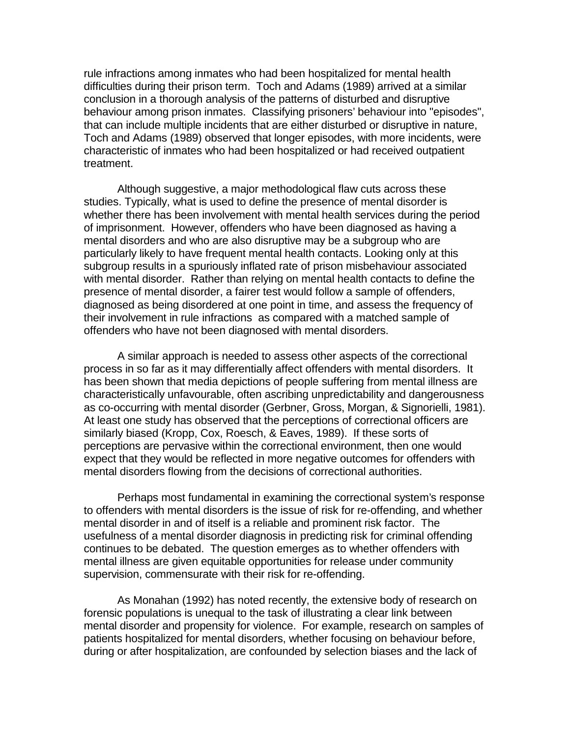rule infractions among inmates who had been hospitalized for mental health difficulties during their prison term. Toch and Adams (1989) arrived at a similar conclusion in a thorough analysis of the patterns of disturbed and disruptive behaviour among prison inmates. Classifying prisoners' behaviour into "episodes", that can include multiple incidents that are either disturbed or disruptive in nature, Toch and Adams (1989) observed that longer episodes, with more incidents, were characteristic of inmates who had been hospitalized or had received outpatient treatment.

Although suggestive, a major methodological flaw cuts across these studies. Typically, what is used to define the presence of mental disorder is whether there has been involvement with mental health services during the period of imprisonment. However, offenders who have been diagnosed as having a mental disorders and who are also disruptive may be a subgroup who are particularly likely to have frequent mental health contacts. Looking only at this subgroup results in a spuriously inflated rate of prison misbehaviour associated with mental disorder. Rather than relying on mental health contacts to define the presence of mental disorder, a fairer test would follow a sample of offenders, diagnosed as being disordered at one point in time, and assess the frequency of their involvement in rule infractions as compared with a matched sample of offenders who have not been diagnosed with mental disorders.

A similar approach is needed to assess other aspects of the correctional process in so far as it may differentially affect offenders with mental disorders. It has been shown that media depictions of people suffering from mental illness are characteristically unfavourable, often ascribing unpredictability and dangerousness as co-occurring with mental disorder (Gerbner, Gross, Morgan, & Signorielli, 1981). At least one study has observed that the perceptions of correctional officers are similarly biased (Kropp, Cox, Roesch, & Eaves, 1989). If these sorts of perceptions are pervasive within the correctional environment, then one would expect that they would be reflected in more negative outcomes for offenders with mental disorders flowing from the decisions of correctional authorities.

Perhaps most fundamental in examining the correctional system's response to offenders with mental disorders is the issue of risk for re-offending, and whether mental disorder in and of itself is a reliable and prominent risk factor. The usefulness of a mental disorder diagnosis in predicting risk for criminal offending continues to be debated. The question emerges as to whether offenders with mental illness are given equitable opportunities for release under community supervision, commensurate with their risk for re-offending.

As Monahan (1992) has noted recently, the extensive body of research on forensic populations is unequal to the task of illustrating a clear link between mental disorder and propensity for violence. For example, research on samples of patients hospitalized for mental disorders, whether focusing on behaviour before, during or after hospitalization, are confounded by selection biases and the lack of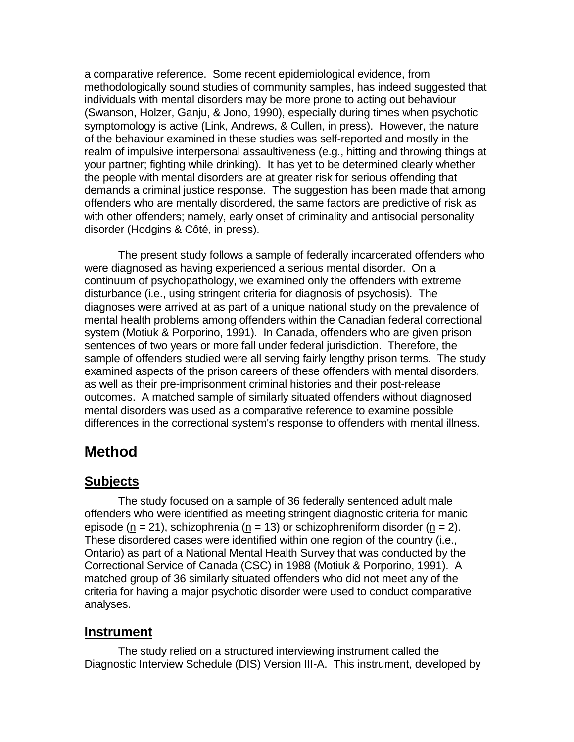a comparative reference. Some recent epidemiological evidence, from methodologically sound studies of community samples, has indeed suggested that individuals with mental disorders may be more prone to acting out behaviour (Swanson, Holzer, Ganju, & Jono, 1990), especially during times when psychotic symptomology is active (Link, Andrews, & Cullen, in press). However, the nature of the behaviour examined in these studies was self-reported and mostly in the realm of impulsive interpersonal assaultiveness (e.g., hitting and throwing things at your partner; fighting while drinking). It has yet to be determined clearly whether the people with mental disorders are at greater risk for serious offending that demands a criminal justice response. The suggestion has been made that among offenders who are mentally disordered, the same factors are predictive of risk as with other offenders; namely, early onset of criminality and antisocial personality disorder (Hodgins & Côté, in press).

The present study follows a sample of federally incarcerated offenders who were diagnosed as having experienced a serious mental disorder. On a continuum of psychopathology, we examined only the offenders with extreme disturbance (i.e., using stringent criteria for diagnosis of psychosis). The diagnoses were arrived at as part of a unique national study on the prevalence of mental health problems among offenders within the Canadian federal correctional system (Motiuk & Porporino, 1991). In Canada, offenders who are given prison sentences of two years or more fall under federal jurisdiction. Therefore, the sample of offenders studied were all serving fairly lengthy prison terms. The study examined aspects of the prison careers of these offenders with mental disorders, as well as their pre-imprisonment criminal histories and their post-release outcomes. A matched sample of similarly situated offenders without diagnosed mental disorders was used as a comparative reference to examine possible differences in the correctional system's response to offenders with mental illness.

# Method

## Subjects

The study focused on a sample of 36 federally sentenced adult male offenders who were identified as meeting stringent diagnostic criteria for manic episode ($n$ = 21), schizophrenia ($n$ = 13) or schizophreniform disorder ($n$ = 2). These disordered cases were identified within one region of the country (i.e., Ontario) as part of a National Mental Health Survey that was conducted by the Correctional Service of Canada (CSC) in 1988 (Motiuk & Porporino, 1991). A matched group of 36 similarly situated offenders who did not meet any of the criteria for having a major psychotic disorder were used to conduct comparative analyses.

## Instrument

The study relied on a structured interviewing instrument called the Diagnostic Interview Schedule (DIS) Version III-A. This instrument, developed by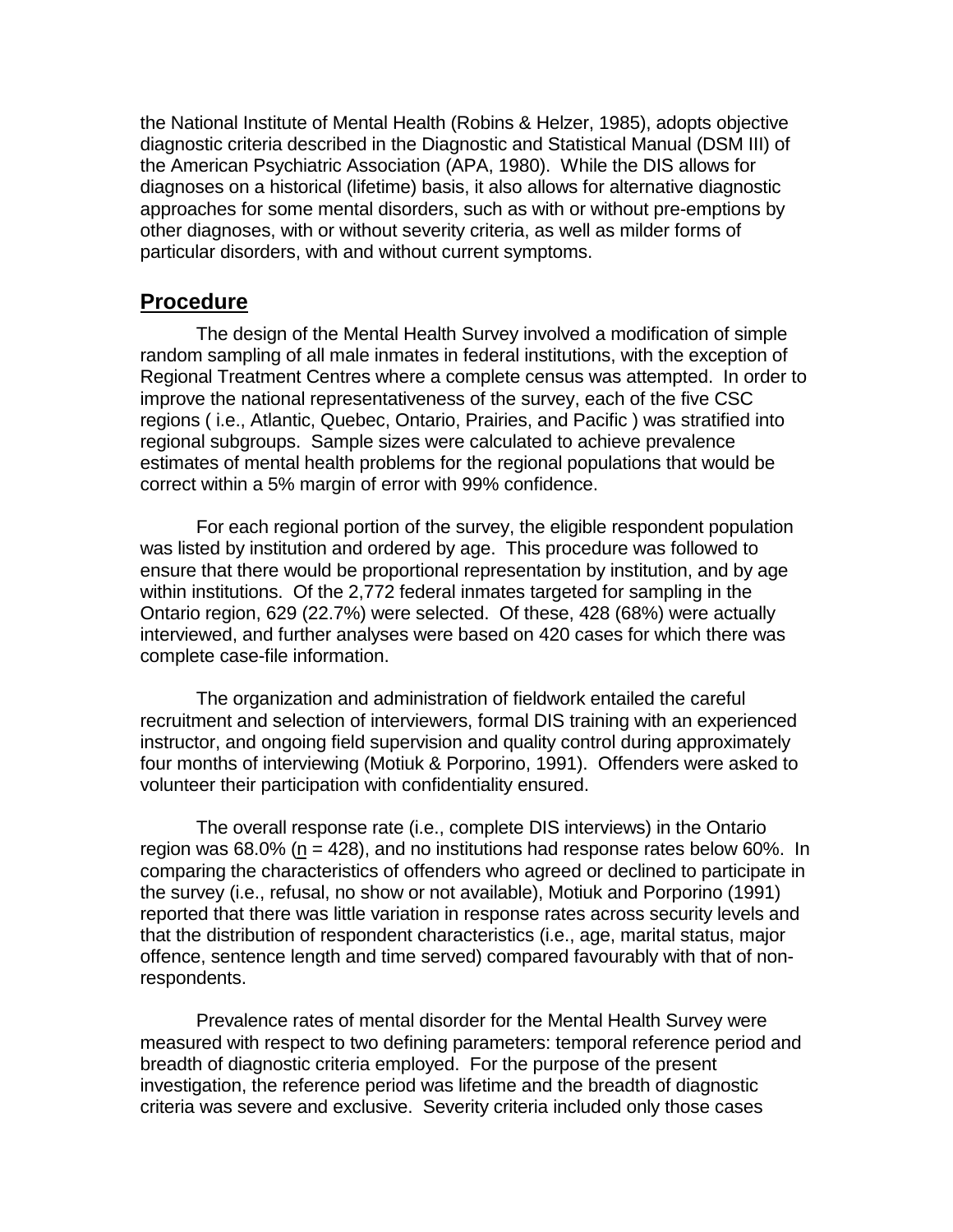the National Institute of Mental Health (Robins & Helzer, 1985), adopts objective diagnostic criteria described in the Diagnostic and Statistical Manual (DSM III) of the American Psychiatric Association (APA, 1980). While the DIS allows for diagnoses on a historical (lifetime) basis, it also allows for alternative diagnostic approaches for some mental disorders, such as with or without pre-emptions by other diagnoses, with or without severity criteria, as well as milder forms of particular disorders, with and without current symptoms.

## Procedure

The design of the Mental Health Survey involved a modification of simple random sampling of all male inmates in federal institutions, with the exception of Regional Treatment Centres where a complete census was attempted. In order to improve the national representativeness of the survey, each of the five CSC regions ( i.e., Atlantic, Quebec, Ontario, Prairies, and Pacific ) was stratified into regional subgroups. Sample sizes were calculated to achieve prevalence estimates of mental health problems for the regional populations that would be correct within a 5% margin of error with 99% confidence.

For each regional portion of the survey, the eligible respondent population was listed by institution and ordered by age. This procedure was followed to ensure that there would be proportional representation by institution, and by age within institutions. Of the 2,772 federal inmates targeted for sampling in the Ontario region, 629 (22.7%) were selected. Of these, 428 (68%) were actually interviewed, and further analyses were based on 420 cases for which there was complete case-file information.

The organization and administration of fieldwork entailed the careful recruitment and selection of interviewers, formal DIS training with an experienced instructor, and ongoing field supervision and quality control during approximately four months of interviewing (Motiuk & Porporino, 1991). Offenders were asked to volunteer their participation with confidentiality ensured.

The overall response rate (i.e., complete DIS interviews) in the Ontario region was 68.0% ($n$ = 428), and no institutions had response rates below 60%. In comparing the characteristics of offenders who agreed or declined to participate in the survey (i.e., refusal, no show or not available), Motiuk and Porporino (1991) reported that there was little variation in response rates across security levels and that the distribution of respondent characteristics (i.e., age, marital status, major offence, sentence length and time served) compared favourably with that of non-respondents.

Prevalence rates of mental disorder for the Mental Health Survey were measured with respect to two defining parameters: temporal reference period and breadth of diagnostic criteria employed. For the purpose of the present investigation, the reference period was lifetime and the breadth of diagnostic criteria was severe and exclusive. Severity criteria included only those cases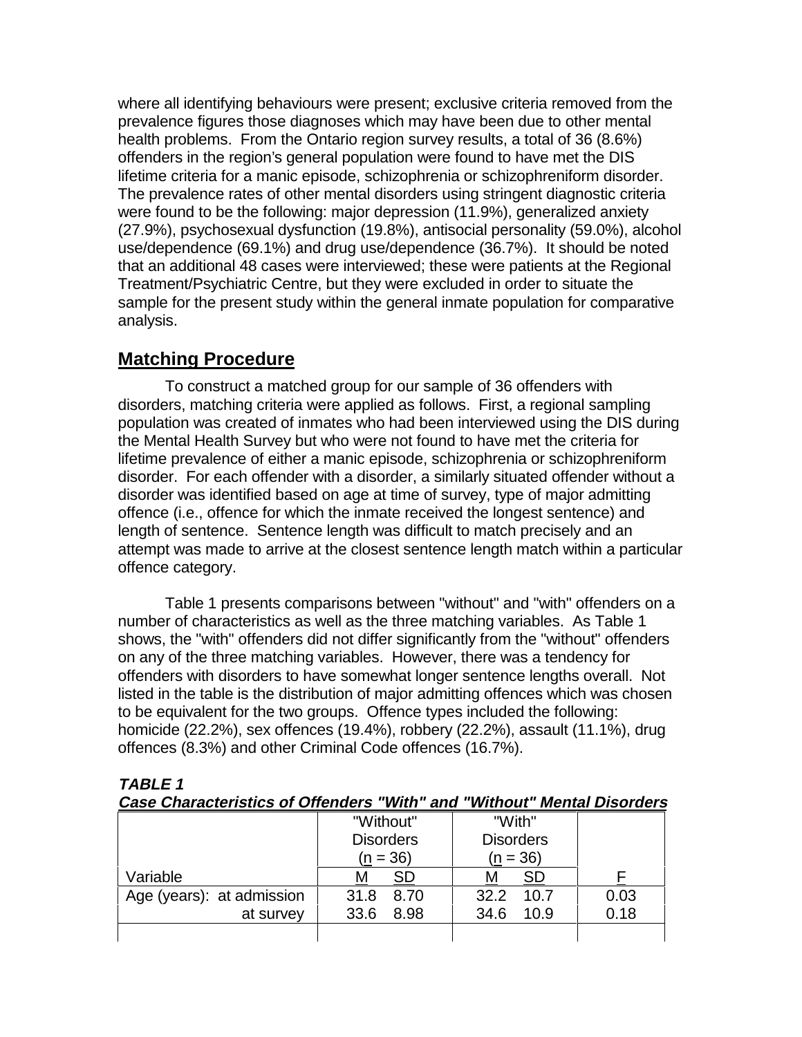where all identifying behaviours were present; exclusive criteria removed from the prevalence figures those diagnoses which may have been due to other mental health problems. From the Ontario region survey results, a total of 36 (8.6%) offenders in the region's general population were found to have met the DIS lifetime criteria for a manic episode, schizophrenia or schizophreniform disorder. The prevalence rates of other mental disorders using stringent diagnostic criteria were found to be the following: major depression (11.9%), generalized anxiety (27.9%), psychosexual dysfunction (19.8%), antisocial personality (59.0%), alcohol use/dependence (69.1%) and drug use/dependence (36.7%). It should be noted that an additional 48 cases were interviewed; these were patients at the Regional Treatment/Psychiatric Centre, but they were excluded in order to situate the sample for the present study within the general inmate population for comparative analysis.

## Matching Procedure

To construct a matched group for our sample of 36 offenders with disorders, matching criteria were applied as follows. First, a regional sampling population was created of inmates who had been interviewed using the DIS during the Mental Health Survey but who were not found to have met the criteria for lifetime prevalence of either a manic episode, schizophrenia or schizophreniform disorder. For each offender with a disorder, a similarly situated offender without a disorder was identified based on age at time of survey, type of major admitting offence (i.e., offence for which the inmate received the longest sentence) and length of sentence. Sentence length was difficult to match precisely and an attempt was made to arrive at the closest sentence length match within a particular offence category.

Table 1 presents comparisons between "without" and "with" offenders on a number of characteristics as well as the three matching variables. As Table 1 shows, the "with" offenders did not differ significantly from the "without" offenders on any of the three matching variables. However, there was a tendency for offenders with disorders to have somewhat longer sentence lengths overall. Not listed in the table is the distribution of major admitting offences which was chosen to be equivalent for the two groups. Offence types included the following: homicide (22.2%), sex offences (19.4%), robbery (22.2%), assault (11.1%), drug offences (8.3%) and other Criminal Code offences (16.7%).

***TABLE 1***
***Case Characteristics of Offenders "With" and "Without" Mental Disorders***

| | "Without" Disorders ($n$ = 36) | | "With" Disorders ($n$ = 36) | | |
|---|---|---|---|---|---|
| Variable | $M$ | $SD$ | $M$ | $SD$ | $F$ |
| Age (years): at admission | 31.8 | 8.70 | 32.2 | 10.7 | 0.03 |
| at survey | 33.6 | 8.98 | 34.6 | 10.9 | 0.18 |
| | | | | | |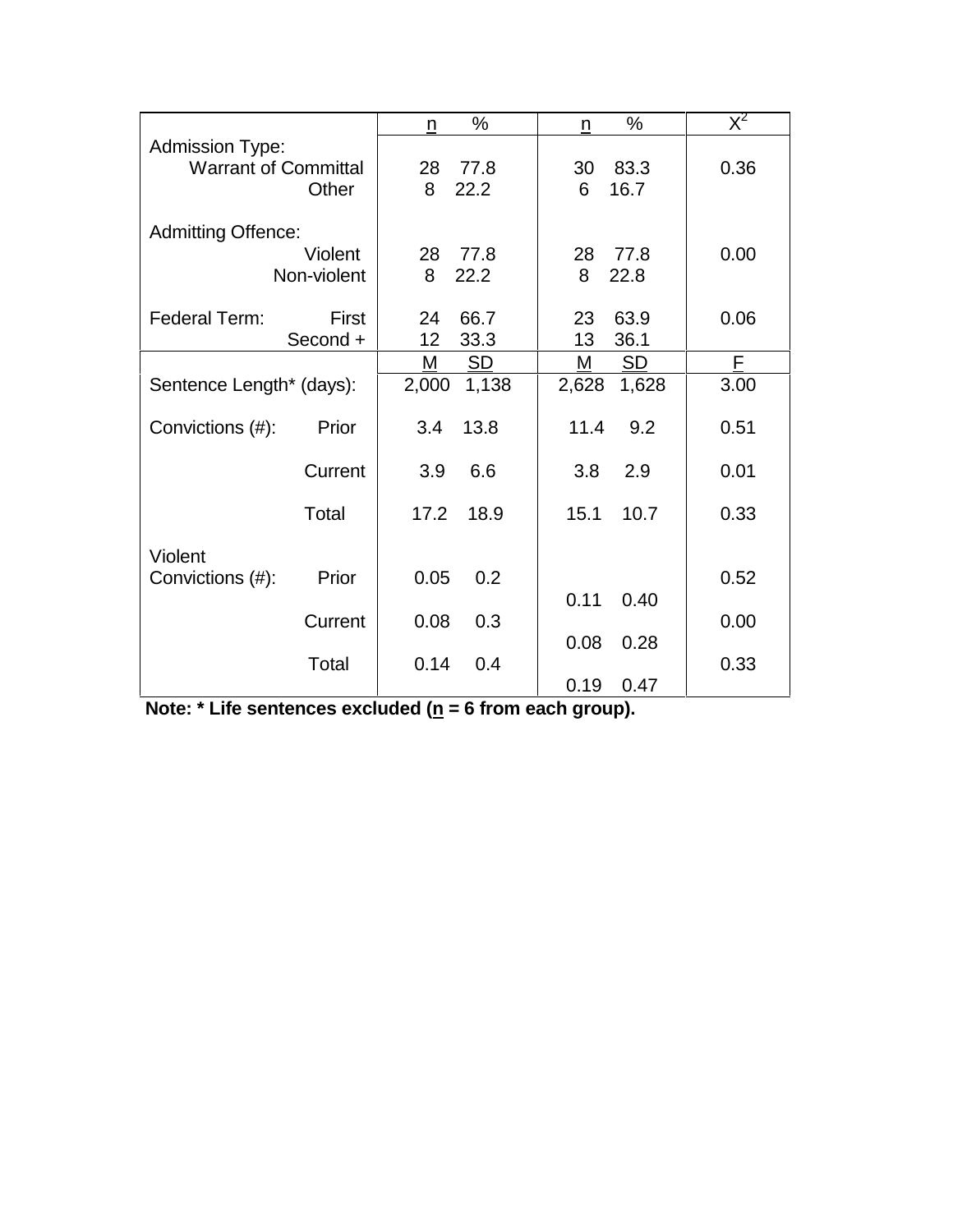| | n | % | n | % | $X^2$ |
|---|---|---|---|---|---|
| Admission Type: | | | | | |
| Warrant of Committal | 28 | 77.8 | 30 | 83.3 | 0.36 |
| Other | 8 | 22.2 | 6 | 16.7 | |
| Admitting Offence: | | | | | |
| Violent | 28 | 77.8 | 28 | 77.8 | 0.00 |
| Non-violent | 8 | 22.2 | 8 | 22.8 | |
| Federal Term: First | 24 | 66.7 | 23 | 63.9 | 0.06 |
| Second + | 12 | 33.3 | 13 | 36.1 | |
| | M | SD | M | SD | F |
| Sentence Length* (days): | 2,000 | 1,138 | 2,628 | 1,628 | 3.00 |
| Convictions (#): Prior | 3.4 | 13.8 | 11.4 | 9.2 | 0.51 |
| Current | 3.9 | 6.6 | 3.8 | 2.9 | 0.01 |
| Total | 17.2 | 18.9 | 15.1 | 10.7 | 0.33 |
| Violent Convictions (#): Prior | 0.05 | 0.2 | 0.11 | 0.40 | 0.52 |
| Current | 0.08 | 0.3 | 0.08 | 0.28 | 0.00 |
| Total | 0.14 | 0.4 | 0.19 | 0.47 | 0.33 |

**Note: * Life sentences excluded (n = 6 from each group).**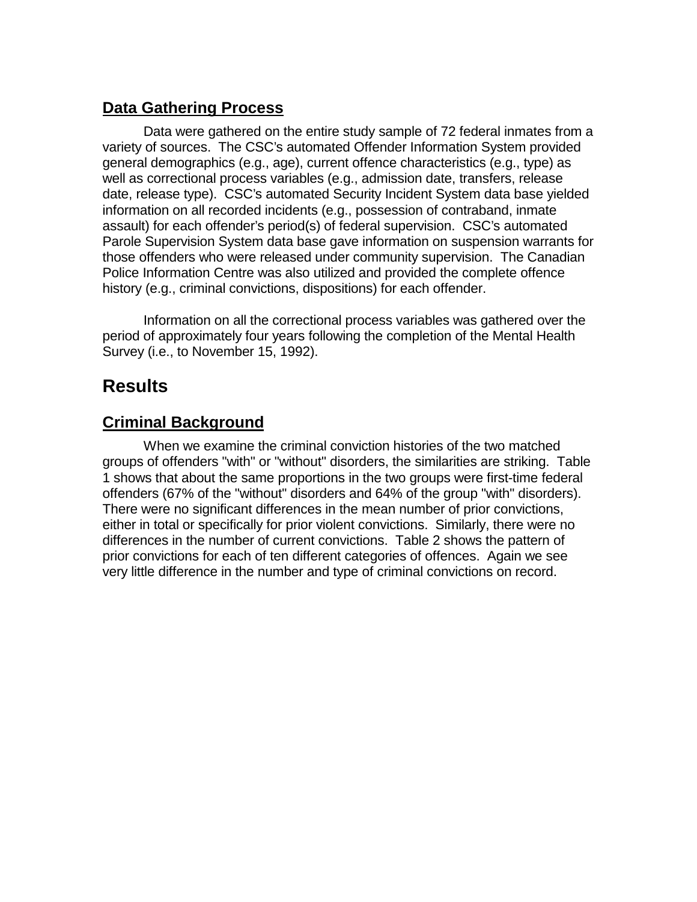## Data Gathering Process

Data were gathered on the entire study sample of 72 federal inmates from a variety of sources. The CSC's automated Offender Information System provided general demographics (e.g., age), current offence characteristics (e.g., type) as well as correctional process variables (e.g., admission date, transfers, release date, release type). CSC's automated Security Incident System data base yielded information on all recorded incidents (e.g., possession of contraband, inmate assault) for each offender's period(s) of federal supervision. CSC's automated Parole Supervision System data base gave information on suspension warrants for those offenders who were released under community supervision. The Canadian Police Information Centre was also utilized and provided the complete offence history (e.g., criminal convictions, dispositions) for each offender.

Information on all the correctional process variables was gathered over the period of approximately four years following the completion of the Mental Health Survey (i.e., to November 15, 1992).

# Results

## Criminal Background

When we examine the criminal conviction histories of the two matched groups of offenders "with" or "without" disorders, the similarities are striking. Table 1 shows that about the same proportions in the two groups were first-time federal offenders (67% of the "without" disorders and 64% of the group "with" disorders). There were no significant differences in the mean number of prior convictions, either in total or specifically for prior violent convictions. Similarly, there were no differences in the number of current convictions. Table 2 shows the pattern of prior convictions for each of ten different categories of offences. Again we see very little difference in the number and type of criminal convictions on record.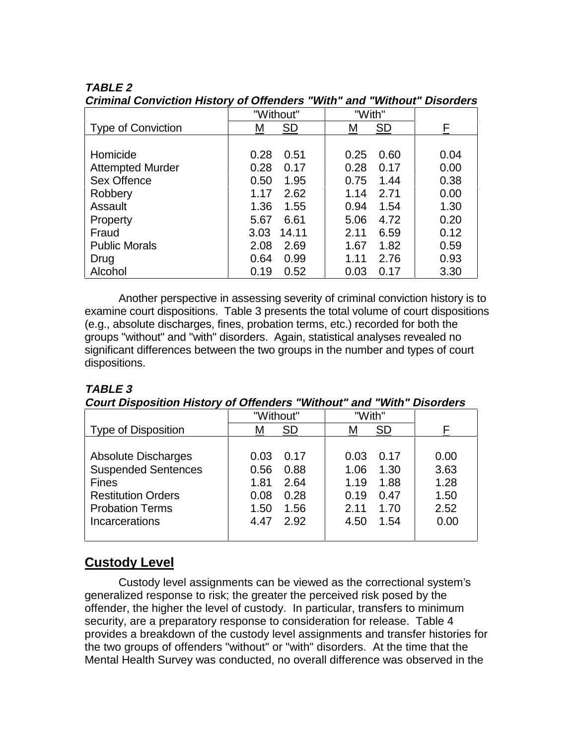***TABLE 2***
***Criminal Conviction History of Offenders "With" and "Without" Disorders***

| | "Without" | | "With" | | |
|---|---|---|---|---|---|
| Type of Conviction | M | SD | M | SD | F |
| Homicide | 0.28 | 0.51 | 0.25 | 0.60 | 0.04 |
| Attempted Murder | 0.28 | 0.17 | 0.28 | 0.17 | 0.00 |
| Sex Offence | 0.50 | 1.95 | 0.75 | 1.44 | 0.38 |
| Robbery | 1.17 | 2.62 | 1.14 | 2.71 | 0.00 |
| Assault | 1.36 | 1.55 | 0.94 | 1.54 | 1.30 |
| Property | 5.67 | 6.61 | 5.06 | 4.72 | 0.20 |
| Fraud | 3.03 | 14.11 | 2.11 | 6.59 | 0.12 |
| Public Morals | 2.08 | 2.69 | 1.67 | 1.82 | 0.59 |
| Drug | 0.64 | 0.99 | 1.11 | 2.76 | 0.93 |
| Alcohol | 0.19 | 0.52 | 0.03 | 0.17 | 3.30 |

Another perspective in assessing severity of criminal conviction history is to examine court dispositions. Table 3 presents the total volume of court dispositions (e.g., absolute discharges, fines, probation terms, etc.) recorded for both the groups "without" and "with" disorders. Again, statistical analyses revealed no significant differences between the two groups in the number and types of court dispositions.

***TABLE 3***
***Court Disposition History of Offenders "Without" and "With" Disorders***

| | "Without" | | "With" | | |
|---|---|---|---|---|---|
| Type of Disposition | M | SD | M | SD | F |
| Absolute Discharges | 0.03 | 0.17 | 0.03 | 0.17 | 0.00 |
| Suspended Sentences | 0.56 | 0.88 | 1.06 | 1.30 | 3.63 |
| Fines | 1.81 | 2.64 | 1.19 | 1.88 | 1.28 |
| Restitution Orders | 0.08 | 0.28 | 0.19 | 0.47 | 1.50 |
| Probation Terms | 1.50 | 1.56 | 2.11 | 1.70 | 2.52 |
| Incarcerations | 4.47 | 2.92 | 4.50 | 1.54 | 0.00 |

## Custody Level

Custody level assignments can be viewed as the correctional system's generalized response to risk; the greater the perceived risk posed by the offender, the higher the level of custody. In particular, transfers to minimum security, are a preparatory response to consideration for release. Table 4 provides a breakdown of the custody level assignments and transfer histories for the two groups of offenders "without" or "with" disorders. At the time that the Mental Health Survey was conducted, no overall difference was observed in the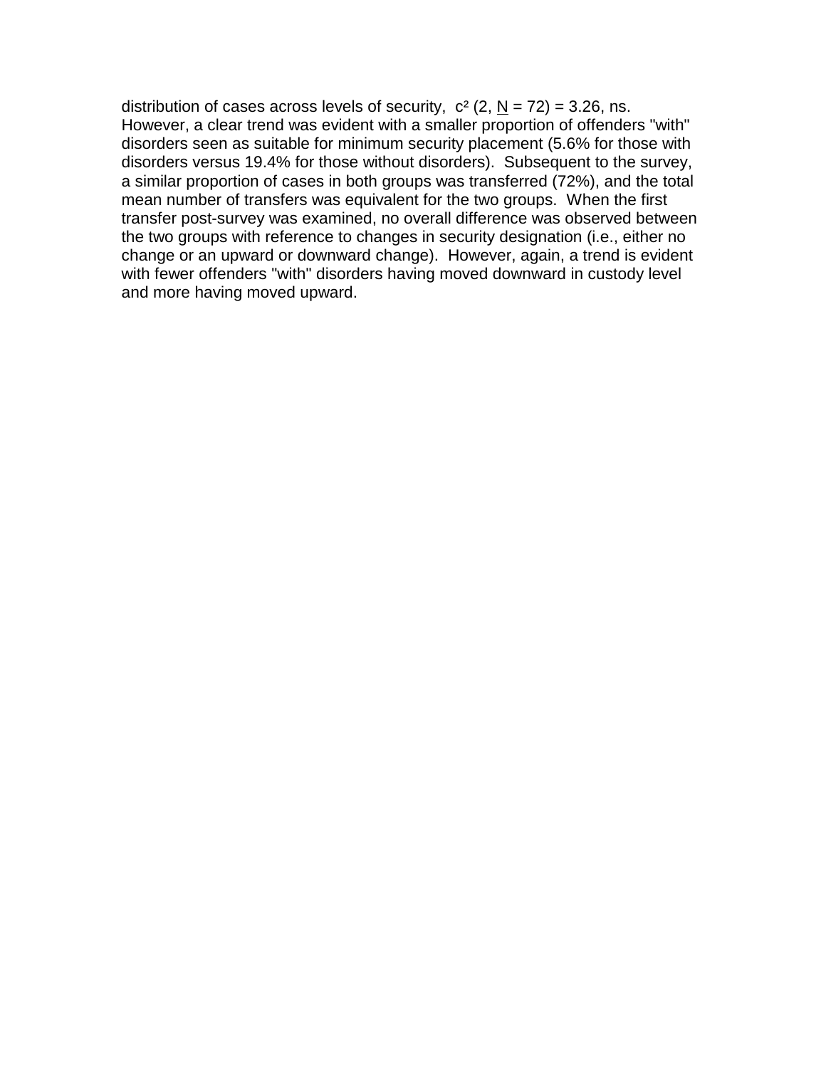distribution of cases across levels of security, $c^2$ (2, N = 72) = 3.26, ns. However, a clear trend was evident with a smaller proportion of offenders "with" disorders seen as suitable for minimum security placement (5.6% for those with disorders versus 19.4% for those without disorders). Subsequent to the survey, a similar proportion of cases in both groups was transferred (72%), and the total mean number of transfers was equivalent for the two groups. When the first transfer post-survey was examined, no overall difference was observed between the two groups with reference to changes in security designation (i.e., either no change or an upward or downward change). However, again, a trend is evident with fewer offenders "with" disorders having moved downward in custody level and more having moved upward.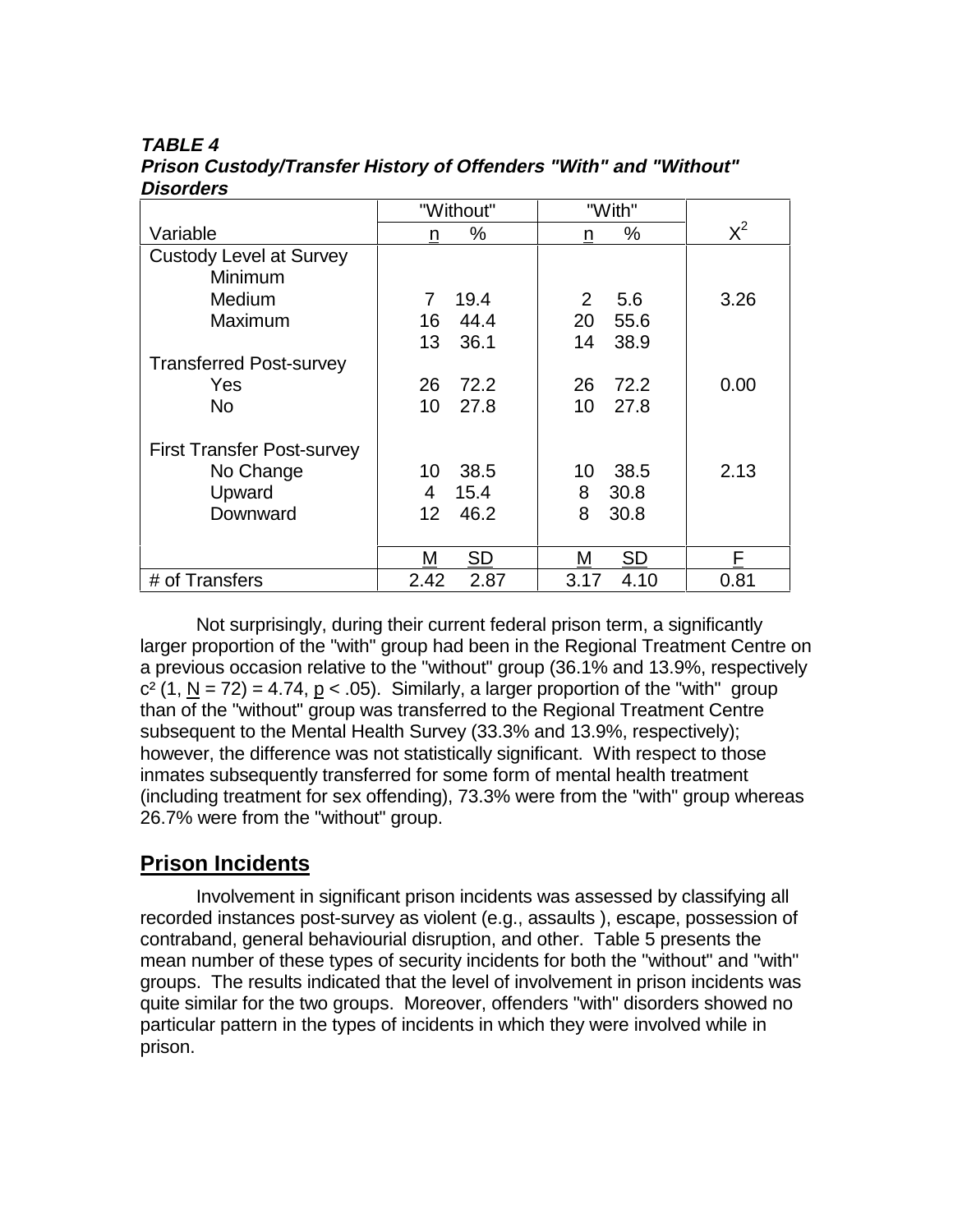***TABLE 4***
***Prison Custody/Transfer History of Offenders "With" and "Without" Disorders***

| Variable | "Without" | | "With" | | $X^2$ |
|---|---|---|---|---|---|
| | n | % | n | % | |
| Custody Level at Survey | | | | | |
| Minimum | | | | | |
| Medium | 7 | 19.4 | 2 | 5.6 | 3.26 |
| Maximum | 16 | 44.4 | 20 | 55.6 | |
| | 13 | 36.1 | 14 | 38.9 | |
| Transferred Post-survey | | | | | |
| Yes | 26 | 72.2 | 26 | 72.2 | 0.00 |
| No | 10 | 27.8 | 10 | 27.8 | |
| First Transfer Post-survey | | | | | |
| No Change | 10 | 38.5 | 10 | 38.5 | 2.13 |
| Upward | 4 | 15.4 | 8 | 30.8 | |
| Downward | 12 | 46.2 | 8 | 30.8 | |
| | M | SD | M | SD | F |
| # of Transfers | 2.42 | 2.87 | 3.17 | 4.10 | 0.81 |

Not surprisingly, during their current federal prison term, a significantly larger proportion of the "with" group had been in the Regional Treatment Centre on a previous occasion relative to the "without" group (36.1% and 13.9%, respectively $c^2$ (1, N = 72) = 4.74, p < .05). Similarly, a larger proportion of the "with" group than of the "without" group was transferred to the Regional Treatment Centre subsequent to the Mental Health Survey (33.3% and 13.9%, respectively); however, the difference was not statistically significant. With respect to those inmates subsequently transferred for some form of mental health treatment (including treatment for sex offending), 73.3% were from the "with" group whereas 26.7% were from the "without" group.

## Prison Incidents

Involvement in significant prison incidents was assessed by classifying all recorded instances post-survey as violent (e.g., assaults ), escape, possession of contraband, general behaviourial disruption, and other. Table 5 presents the mean number of these types of security incidents for both the "without" and "with" groups. The results indicated that the level of involvement in prison incidents was quite similar for the two groups. Moreover, offenders "with" disorders showed no particular pattern in the types of incidents in which they were involved while in prison.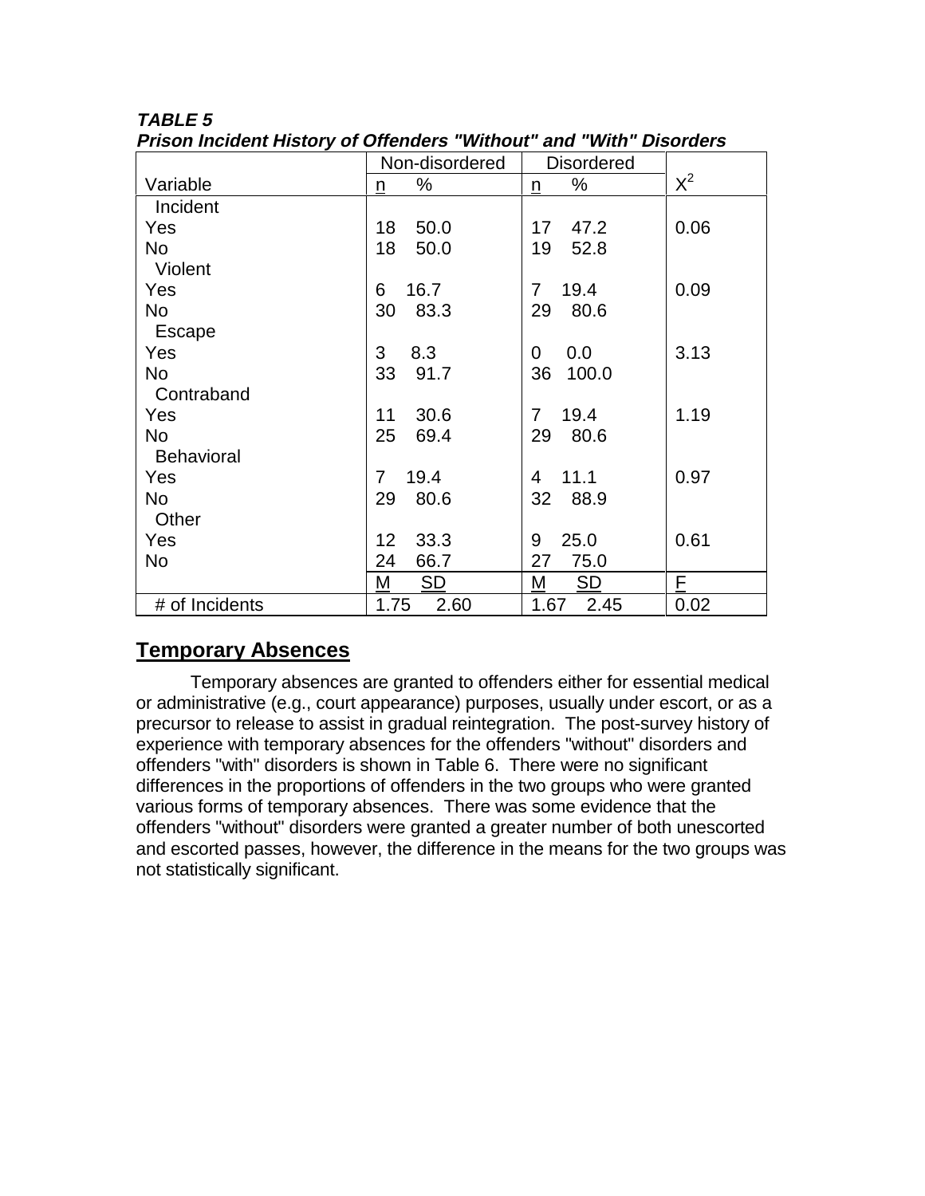***TABLE 5***
***Prison Incident History of Offenders "Without" and "With" Disorders***

| | Non-disordered | | Disordered | | |
|---|---|---|---|---|---|
| Variable | n | % | n | % | $X^2$ |
| Incident | | | | | |
| Yes | 18 | 50.0 | 17 | 47.2 | 0.06 |
| No | 18 | 50.0 | 19 | 52.8 | |
| Violent | | | | | |
| Yes | 6 | 16.7 | 7 | 19.4 | 0.09 |
| No | 30 | 83.3 | 29 | 80.6 | |
| Escape | | | | | |
| Yes | 3 | 8.3 | 0 | 0.0 | 3.13 |
| No | 33 | 91.7 | 36 | 100.0 | |
| Contraband | | | | | |
| Yes | 11 | 30.6 | 7 | 19.4 | 1.19 |
| No | 25 | 69.4 | 29 | 80.6 | |
| Behavioral | | | | | |
| Yes | 7 | 19.4 | 4 | 11.1 | 0.97 |
| No | 29 | 80.6 | 32 | 88.9 | |
| Other | | | | | |
| Yes | 12 | 33.3 | 9 | 25.0 | 0.61 |
| No | 24 | 66.7 | 27 | 75.0 | |
| | M | SD | M | SD | F |
| # of Incidents | 1.75 | 2.60 | 1.67 | 2.45 | 0.02 |

## Temporary Absences

Temporary absences are granted to offenders either for essential medical or administrative (e.g., court appearance) purposes, usually under escort, or as a precursor to release to assist in gradual reintegration. The post-survey history of experience with temporary absences for the offenders "without" disorders and offenders "with" disorders is shown in Table 6. There were no significant differences in the proportions of offenders in the two groups who were granted various forms of temporary absences. There was some evidence that the offenders "without" disorders were granted a greater number of both unescorted and escorted passes, however, the difference in the means for the two groups was not statistically significant.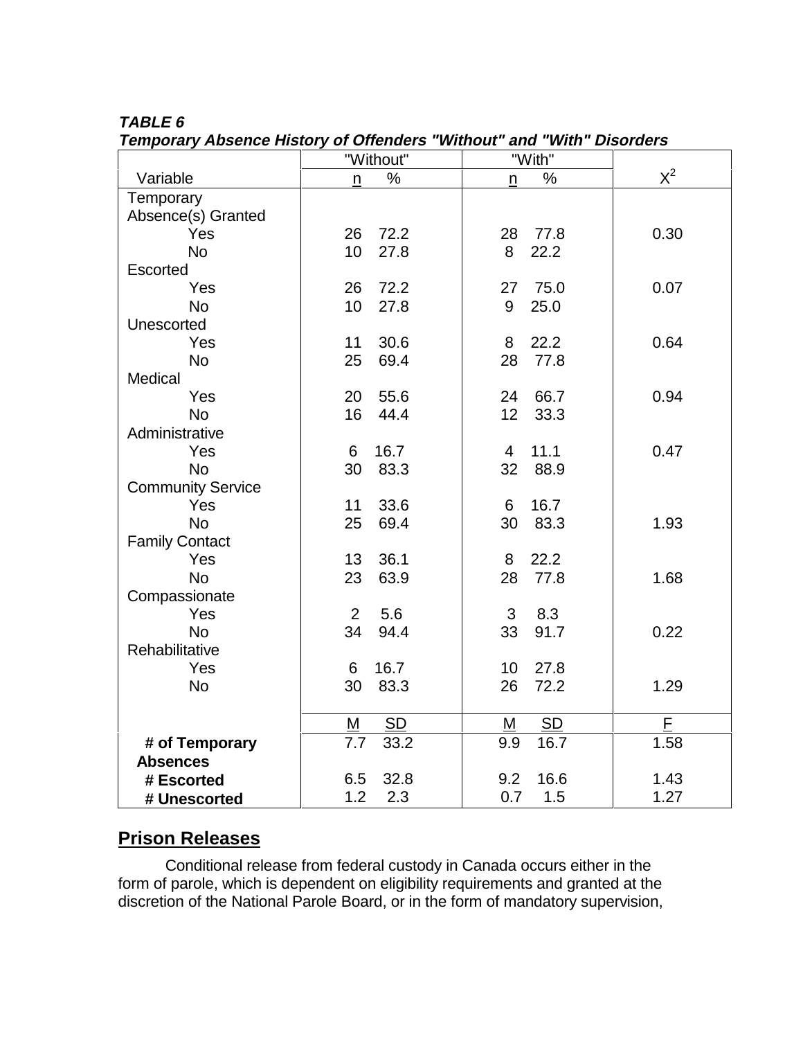***TABLE 6***
***Temporary Absence History of Offenders "Without" and "With" Disorders***

| | "Without" | | "With" | | |
|---|---|---|---|---|---|
| Variable | n | % | n | % | $X^2$ |
| Temporary Absence(s) Granted | | | | | |
| Yes | 26 | 72.2 | 28 | 77.8 | 0.30 |
| No | 10 | 27.8 | 8 | 22.2 | |
| Escorted | | | | | |
| Yes | 26 | 72.2 | 27 | 75.0 | 0.07 |
| No | 10 | 27.8 | 9 | 25.0 | |
| Unescorted | | | | | |
| Yes | 11 | 30.6 | 8 | 22.2 | 0.64 |
| No | 25 | 69.4 | 28 | 77.8 | |
| Medical | | | | | |
| Yes | 20 | 55.6 | 24 | 66.7 | 0.94 |
| No | 16 | 44.4 | 12 | 33.3 | |
| Administrative | | | | | |
| Yes | 6 | 16.7 | 4 | 11.1 | 0.47 |
| No | 30 | 83.3 | 32 | 88.9 | |
| Community Service | | | | | |
| Yes | 11 | 33.6 | 6 | 16.7 | |
| No | 25 | 69.4 | 30 | 83.3 | 1.93 |
| Family Contact | | | | | |
| Yes | 13 | 36.1 | 8 | 22.2 | |
| No | 23 | 63.9 | 28 | 77.8 | 1.68 |
| Compassionate | | | | | |
| Yes | 2 | 5.6 | 3 | 8.3 | |
| No | 34 | 94.4 | 33 | 91.7 | 0.22 |
| Rehabilitative | | | | | |
| Yes | 6 | 16.7 | 10 | 27.8 | |
| No | 30 | 83.3 | 26 | 72.2 | 1.29 |
| | M | SD | M | SD | F |
| **# of Temporary Absences** | 7.7 | 33.2 | 9.9 | 16.7 | 1.58 |
| **# Escorted** | 6.5 | 32.8 | 9.2 | 16.6 | 1.43 |
| **# Unescorted** | 1.2 | 2.3 | 0.7 | 1.5 | 1.27 |

## Prison Releases

Conditional release from federal custody in Canada occurs either in the form of parole, which is dependent on eligibility requirements and granted at the discretion of the National Parole Board, or in the form of mandatory supervision,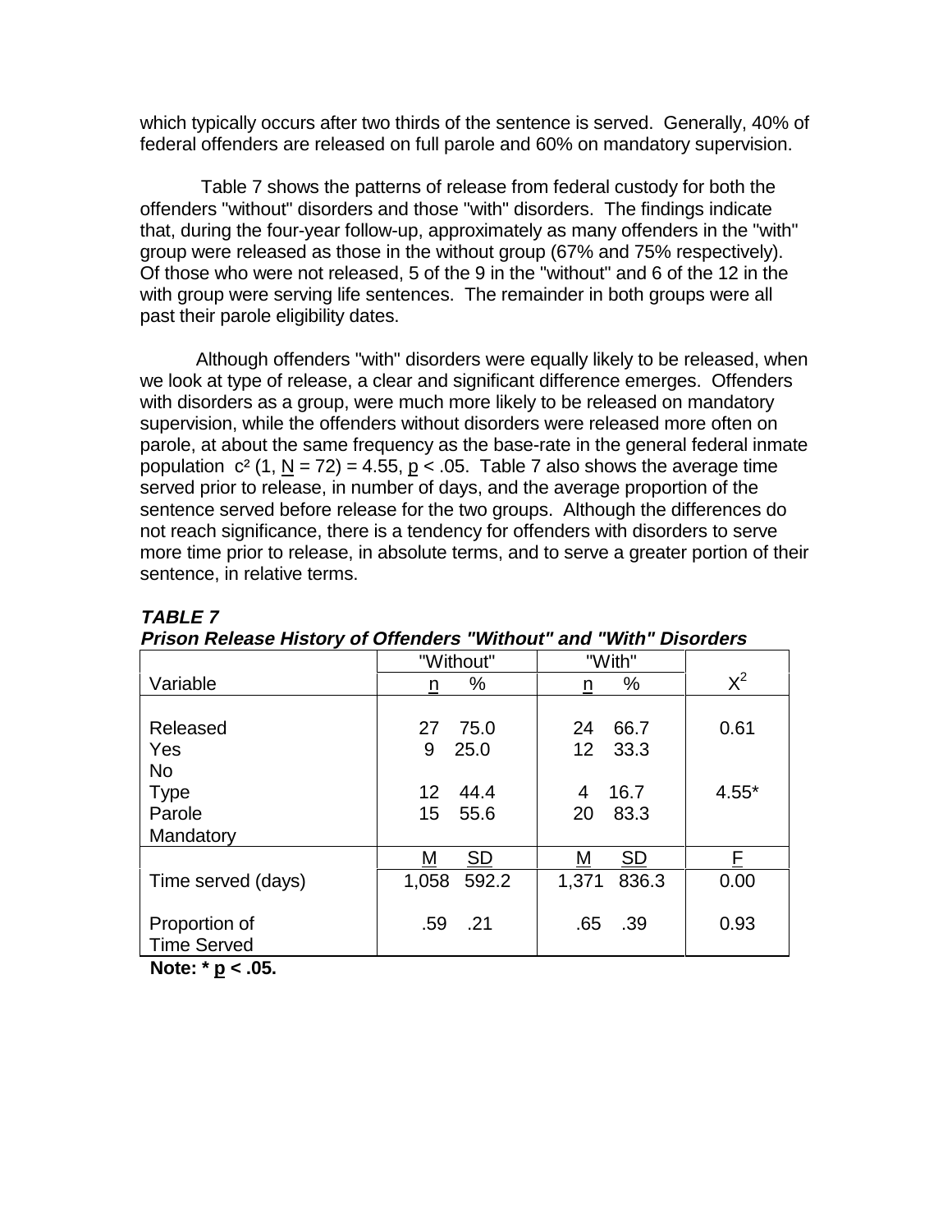which typically occurs after two thirds of the sentence is served. Generally, 40% of federal offenders are released on full parole and 60% on mandatory supervision.

Table 7 shows the patterns of release from federal custody for both the offenders "without" disorders and those "with" disorders. The findings indicate that, during the four-year follow-up, approximately as many offenders in the "with" group were released as those in the without group (67% and 75% respectively). Of those who were not released, 5 of the 9 in the "without" and 6 of the 12 in the with group were serving life sentences. The remainder in both groups were all past their parole eligibility dates.

Although offenders "with" disorders were equally likely to be released, when we look at type of release, a clear and significant difference emerges. Offenders with disorders as a group, were much more likely to be released on mandatory supervision, while the offenders without disorders were released more often on parole, at about the same frequency as the base-rate in the general federal inmate population $c^2$ (1, N = 72) = 4.55, $p < .05$. Table 7 also shows the average time served prior to release, in number of days, and the average proportion of the sentence served before release for the two groups. Although the differences do not reach significance, there is a tendency for offenders with disorders to serve more time prior to release, in absolute terms, and to serve a greater portion of their sentence, in relative terms.

***TABLE 7***
***Prison Release History of Offenders "Without" and "With" Disorders***

| | "Without" | | "With" | | |
|---|---|---|---|---|---|
| Variable | n | % | n | % | $X^2$ |
| Released | | | | | 0.61 |
| Yes | 27 | 75.0 | 24 | 66.7 | |
| No | 9 | 25.0 | 12 | 33.3 | |
| Type | | | | | 4.55* |
| Parole | 12 | 44.4 | 4 | 16.7 | |
| Mandatory | 15 | 55.6 | 20 | 83.3 | |
| | M | SD | M | SD | F |
| Time served (days) | 1,058 | 592.2 | 1,371 | 836.3 | 0.00 |
| Proportion of Time Served | .59 | .21 | .65 | .39 | 0.93 |

**Note: * p < .05.**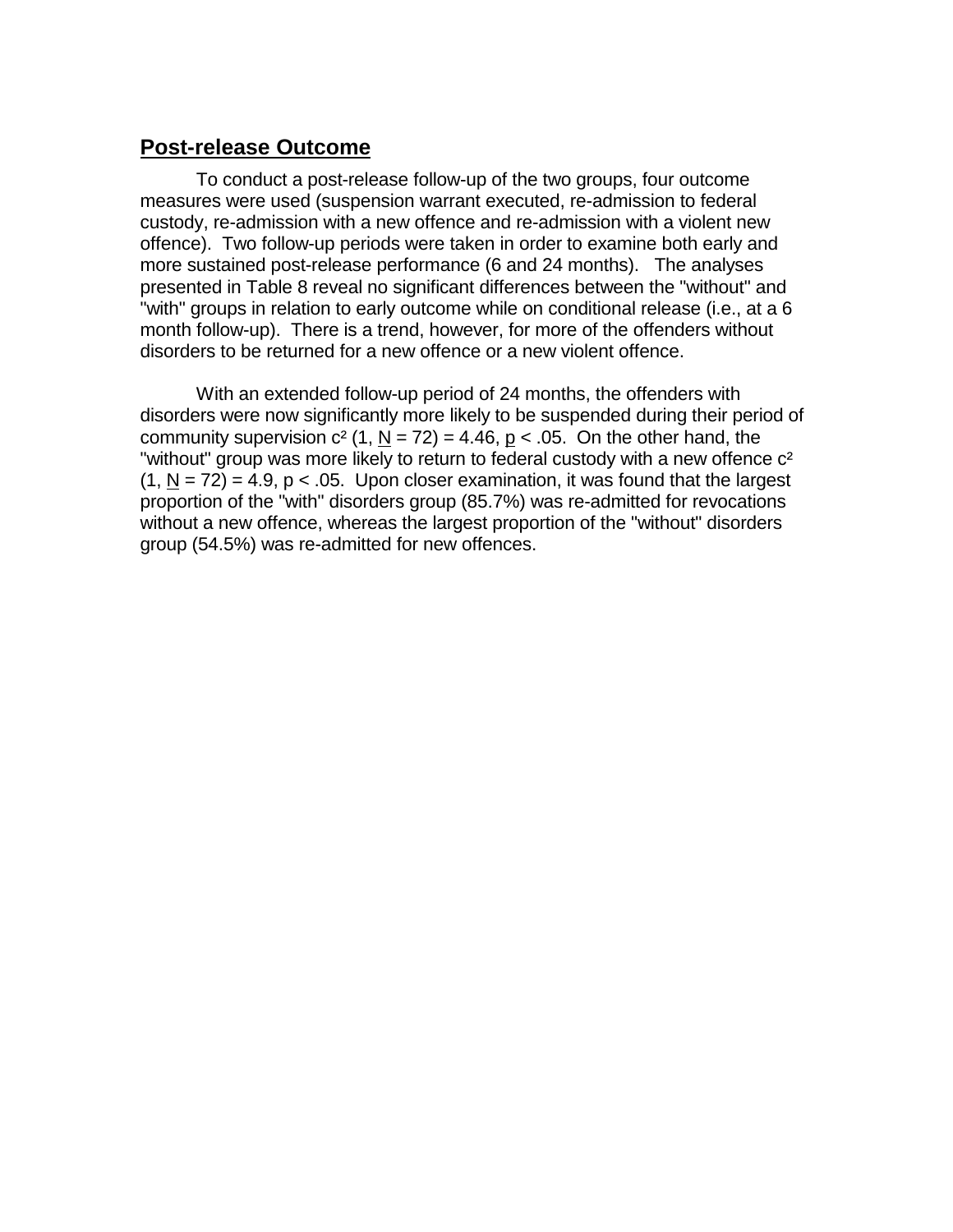## Post-release Outcome

To conduct a post-release follow-up of the two groups, four outcome measures were used (suspension warrant executed, re-admission to federal custody, re-admission with a new offence and re-admission with a violent new offence). Two follow-up periods were taken in order to examine both early and more sustained post-release performance (6 and 24 months). The analyses presented in Table 8 reveal no significant differences between the "without" and "with" groups in relation to early outcome while on conditional release (i.e., at a 6 month follow-up). There is a trend, however, for more of the offenders without disorders to be returned for a new offence or a new violent offence.

With an extended follow-up period of 24 months, the offenders with disorders were now significantly more likely to be suspended during their period of community supervision $c^2$ (1, N = 72) = 4.46, $p < .05$. On the other hand, the "without" group was more likely to return to federal custody with a new offence $c^2$ (1, N = 72) = 4.9, $p < .05$. Upon closer examination, it was found that the largest proportion of the "with" disorders group (85.7%) was re-admitted for revocations without a new offence, whereas the largest proportion of the "without" disorders group (54.5%) was re-admitted for new offences.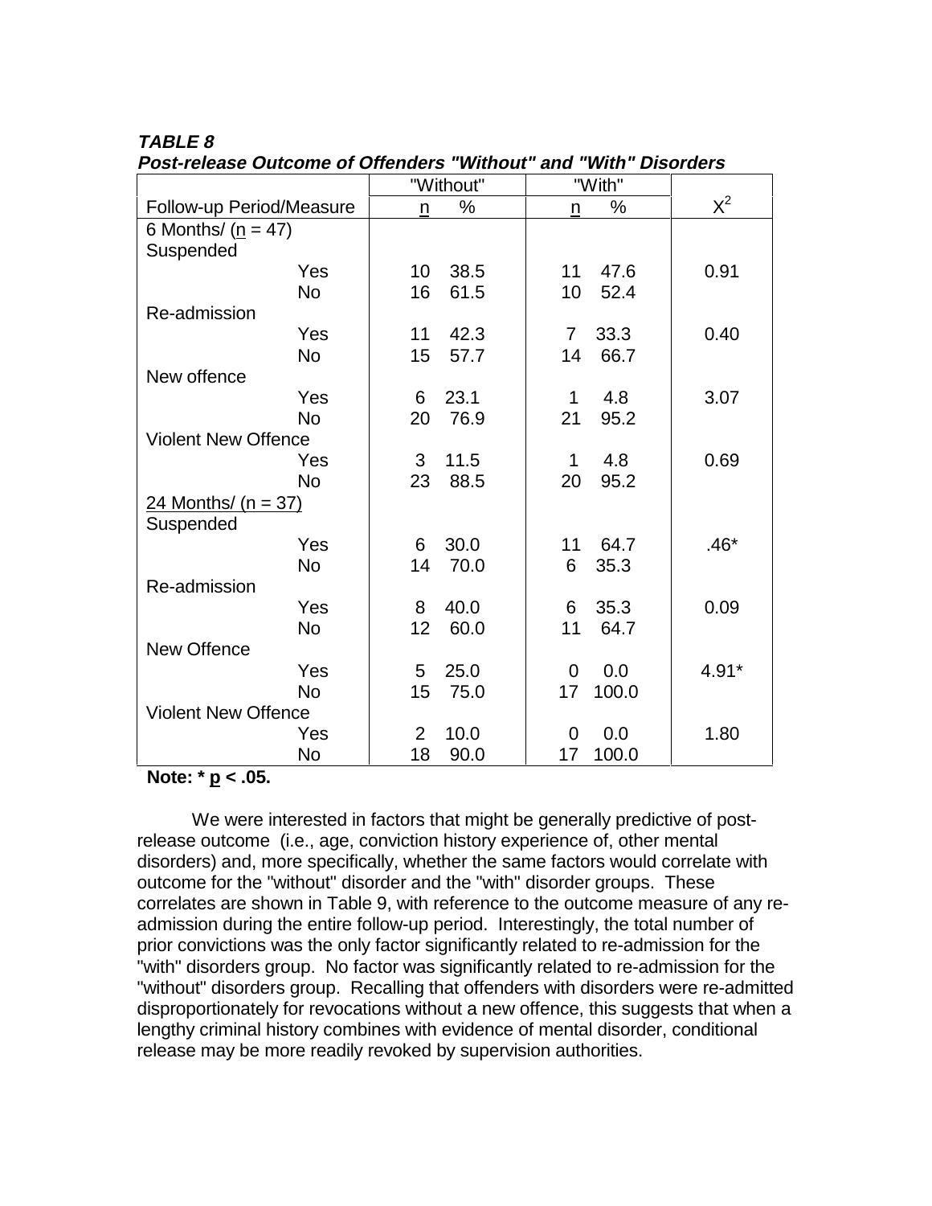***TABLE 8***
***Post-release Outcome of Offenders "Without" and "With" Disorders***

| | | "Without" | | "With" | | |
|---|---|---|---|---|---|---|
| Follow-up Period/Measure | | n | % | n | % | $X^2$ |
| 6 Months/ (n = 47) | | | | | | |
| Suspended | | | | | | |
| | Yes | 10 | 38.5 | 11 | 47.6 | 0.91 |
| | No | 16 | 61.5 | 10 | 52.4 | |
| Re-admission | | | | | | |
| | Yes | 11 | 42.3 | 7 | 33.3 | 0.40 |
| | No | 15 | 57.7 | 14 | 66.7 | |
| New offence | | | | | | |
| | Yes | 6 | 23.1 | 1 | 4.8 | 3.07 |
| | No | 20 | 76.9 | 21 | 95.2 | |
| Violent New Offence | | | | | | |
| | Yes | 3 | 11.5 | 1 | 4.8 | 0.69 |
| | No | 23 | 88.5 | 20 | 95.2 | |
| 24 Months/ (n = 37) | | | | | | |
| Suspended | | | | | | |
| | Yes | 6 | 30.0 | 11 | 64.7 | .46* |
| | No | 14 | 70.0 | 6 | 35.3 | |
| Re-admission | | | | | | |
| | Yes | 8 | 40.0 | 6 | 35.3 | 0.09 |
| | No | 12 | 60.0 | 11 | 64.7 | |
| New Offence | | | | | | |
| | Yes | 5 | 25.0 | 0 | 0.0 | 4.91* |
| | No | 15 | 75.0 | 17 | 100.0 | |
| Violent New Offence | | | | | | |
| | Yes | 2 | 10.0 | 0 | 0.0 | 1.80 |
| | No | 18 | 90.0 | 17 | 100.0 | |

**Note: * p < .05.**

We were interested in factors that might be generally predictive of post-release outcome (i.e., age, conviction history experience of, other mental disorders) and, more specifically, whether the same factors would correlate with outcome for the "without" disorder and the "with" disorder groups. These correlates are shown in Table 9, with reference to the outcome measure of any re-admission during the entire follow-up period. Interestingly, the total number of prior convictions was the only factor significantly related to re-admission for the "with" disorders group. No factor was significantly related to re-admission for the "without" disorders group. Recalling that offenders with disorders were re-admitted disproportionately for revocations without a new offence, this suggests that when a lengthy criminal history combines with evidence of mental disorder, conditional release may be more readily revoked by supervision authorities.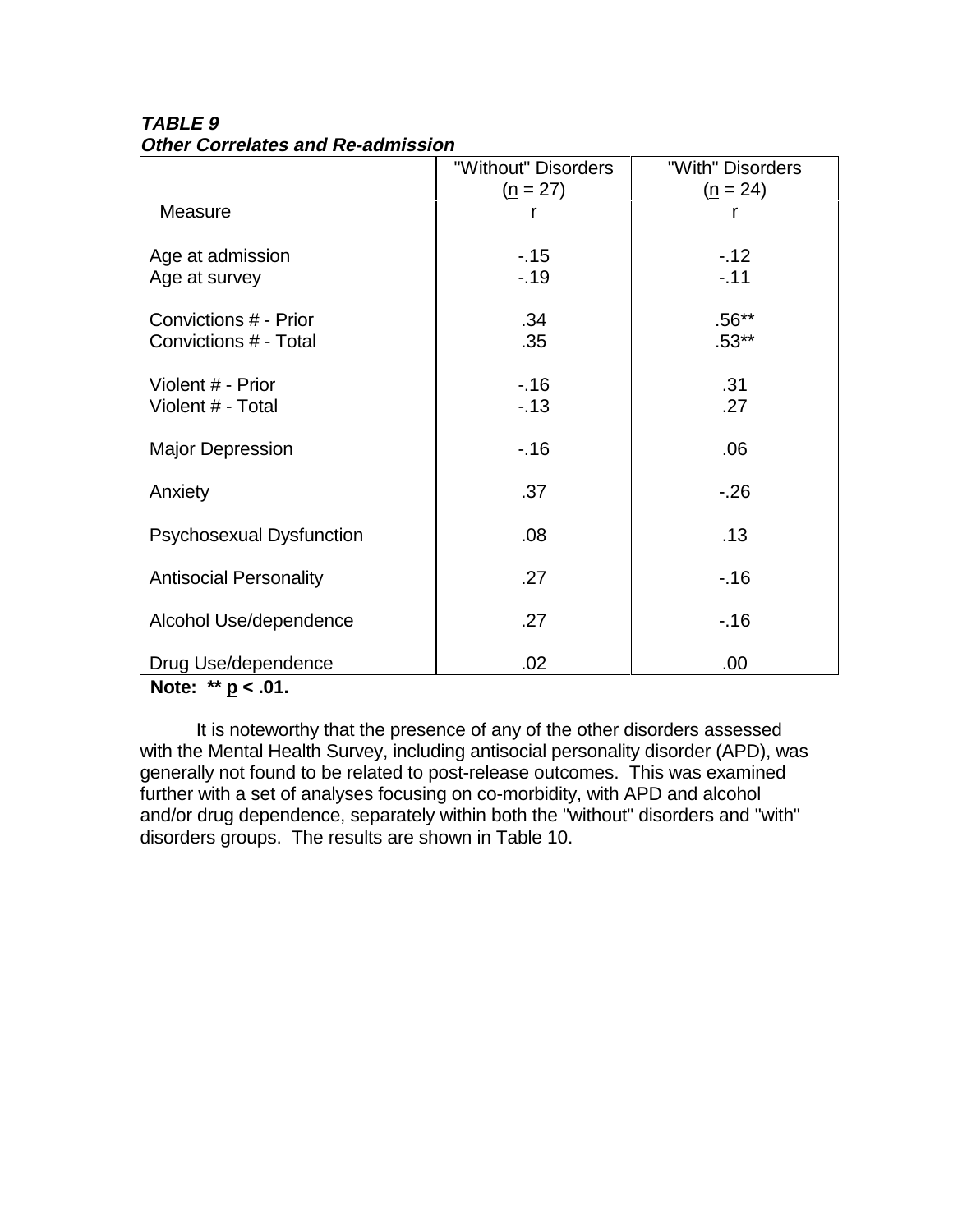***TABLE 9***
***Other Correlates and Re-admission***

| | "Without" Disorders (n = 27) | "With" Disorders (n = 24) |
|---|---|---|
| Measure | r | r |
| Age at admission | -.15 | -.12 |
| Age at survey | -.19 | -.11 |
| Convictions # - Prior | .34 | .56** |
| Convictions # - Total | .35 | .53** |
| Violent # - Prior | -.16 | .31 |
| Violent # - Total | -.13 | .27 |
| Major Depression | -.16 | .06 |
| Anxiety | .37 | -.26 |
| Psychosexual Dysfunction | .08 | .13 |
| Antisocial Personality | .27 | -.16 |
| Alcohol Use/dependence | .27 | -.16 |
| Drug Use/dependence | .02 | .00 |

**Note: ** $p < .01$.**

It is noteworthy that the presence of any of the other disorders assessed with the Mental Health Survey, including antisocial personality disorder (APD), was generally not found to be related to post-release outcomes. This was examined further with a set of analyses focusing on co-morbidity, with APD and alcohol and/or drug dependence, separately within both the "without" disorders and "with" disorders groups. The results are shown in Table 10.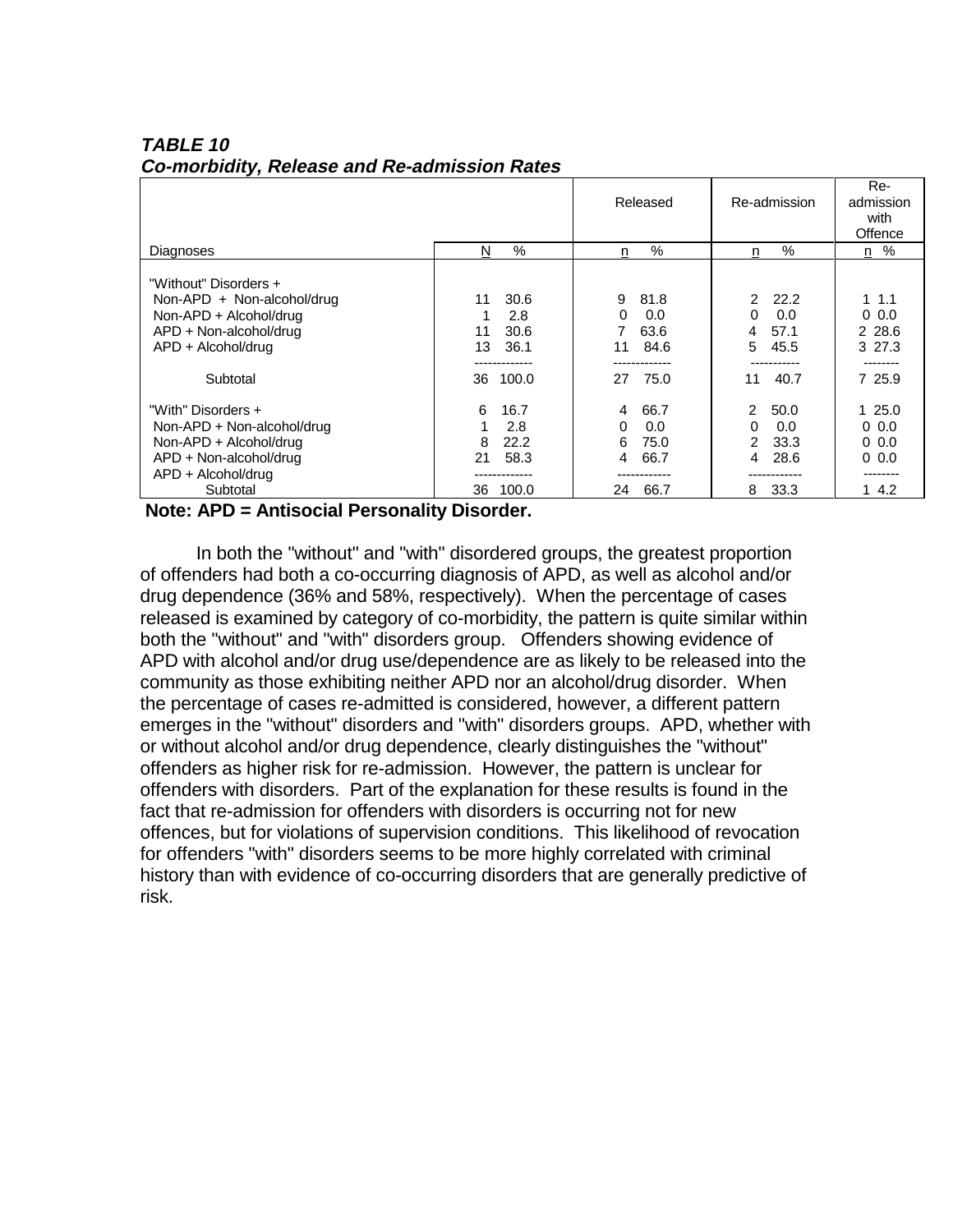***TABLE 10***
***Co-morbidity, Release and Re-admission Rates***

| Diagnoses | N | % | Released n | % | Re-admission n | % | Re-admission with Offence n | % |
|---|---|---|---|---|---|---|---|---|
| "Without" Disorders + | | | | | | | | |
| Non-APD + Non-alcohol/drug | 11 | 30.6 | 9 | 81.8 | 2 | 22.2 | 1 | 1.1 |
| Non-APD + Alcohol/drug | 1 | 2.8 | 0 | 0.0 | 0 | 0.0 | 0 | 0.0 |
| APD + Non-alcohol/drug | 11 | 30.6 | 7 | 63.6 | 4 | 57.1 | 2 | 28.6 |
| APD + Alcohol/drug | 13 | 36.1 | 11 | 84.6 | 5 | 45.5 | 3 | 27.3 |
| Subtotal | 36 | 100.0 | 27 | 75.0 | 11 | 40.7 | 7 | 25.9 |
| "With" Disorders + | 6 | 16.7 | 4 | 66.7 | 2 | 50.0 | 1 | 25.0 |
| Non-APD + Non-alcohol/drug | 1 | 2.8 | 0 | 0.0 | 0 | 0.0 | 0 | 0.0 |
| Non-APD + Alcohol/drug | 8 | 22.2 | 6 | 75.0 | 2 | 33.3 | 0 | 0.0 |
| APD + Non-alcohol/drug | 21 | 58.3 | 4 | 66.7 | 4 | 28.6 | 0 | 0.0 |
| APD + Alcohol/drug | | | | | | | | |
| Subtotal | 36 | 100.0 | 24 | 66.7 | 8 | 33.3 | 1 | 4.2 |

**Note: APD = Antisocial Personality Disorder.**

In both the "without" and "with" disordered groups, the greatest proportion of offenders had both a co-occurring diagnosis of APD, as well as alcohol and/or drug dependence (36% and 58%, respectively). When the percentage of cases released is examined by category of co-morbidity, the pattern is quite similar within both the "without" and "with" disorders group. Offenders showing evidence of APD with alcohol and/or drug use/dependence are as likely to be released into the community as those exhibiting neither APD nor an alcohol/drug disorder. When the percentage of cases re-admitted is considered, however, a different pattern emerges in the "without" disorders and "with" disorders groups. APD, whether with or without alcohol and/or drug dependence, clearly distinguishes the "without" offenders as higher risk for re-admission. However, the pattern is unclear for offenders with disorders. Part of the explanation for these results is found in the fact that re-admission for offenders with disorders is occurring not for new offences, but for violations of supervision conditions. This likelihood of revocation for offenders "with" disorders seems to be more highly correlated with criminal history than with evidence of co-occurring disorders that are generally predictive of risk.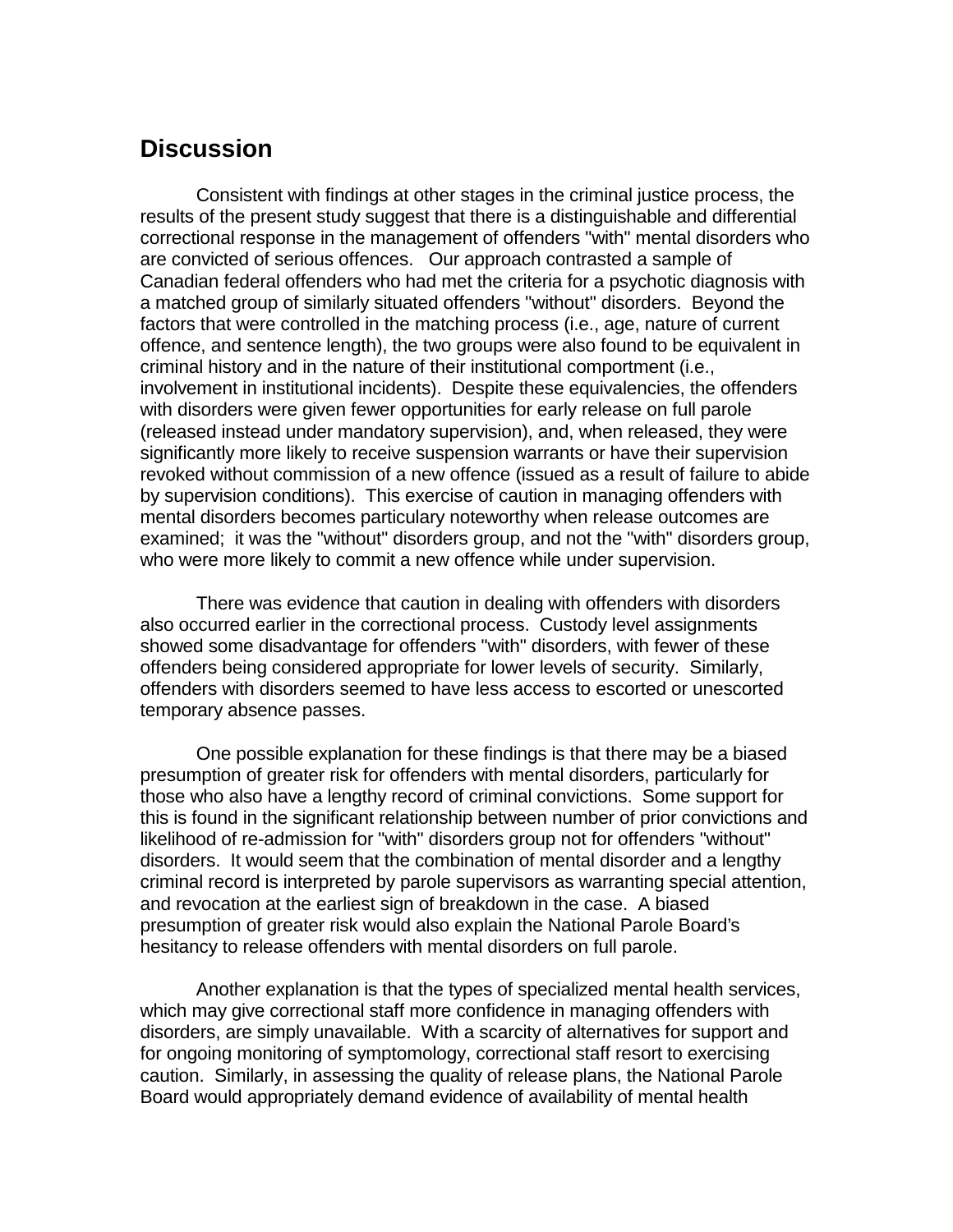## Discussion

Consistent with findings at other stages in the criminal justice process, the results of the present study suggest that there is a distinguishable and differential correctional response in the management of offenders "with" mental disorders who are convicted of serious offences. Our approach contrasted a sample of Canadian federal offenders who had met the criteria for a psychotic diagnosis with a matched group of similarly situated offenders "without" disorders. Beyond the factors that were controlled in the matching process (i.e., age, nature of current offence, and sentence length), the two groups were also found to be equivalent in criminal history and in the nature of their institutional comportment (i.e., involvement in institutional incidents). Despite these equivalencies, the offenders with disorders were given fewer opportunities for early release on full parole (released instead under mandatory supervision), and, when released, they were significantly more likely to receive suspension warrants or have their supervision revoked without commission of a new offence (issued as a result of failure to abide by supervision conditions). This exercise of caution in managing offenders with mental disorders becomes particulary noteworthy when release outcomes are examined; it was the "without" disorders group, and not the "with" disorders group, who were more likely to commit a new offence while under supervision.

There was evidence that caution in dealing with offenders with disorders also occurred earlier in the correctional process. Custody level assignments showed some disadvantage for offenders "with" disorders, with fewer of these offenders being considered appropriate for lower levels of security. Similarly, offenders with disorders seemed to have less access to escorted or unescorted temporary absence passes.

One possible explanation for these findings is that there may be a biased presumption of greater risk for offenders with mental disorders, particularly for those who also have a lengthy record of criminal convictions. Some support for this is found in the significant relationship between number of prior convictions and likelihood of re-admission for "with" disorders group not for offenders "without" disorders. It would seem that the combination of mental disorder and a lengthy criminal record is interpreted by parole supervisors as warranting special attention, and revocation at the earliest sign of breakdown in the case. A biased presumption of greater risk would also explain the National Parole Board's hesitancy to release offenders with mental disorders on full parole.

Another explanation is that the types of specialized mental health services, which may give correctional staff more confidence in managing offenders with disorders, are simply unavailable. With a scarcity of alternatives for support and for ongoing monitoring of symptomology, correctional staff resort to exercising caution. Similarly, in assessing the quality of release plans, the National Parole Board would appropriately demand evidence of availability of mental health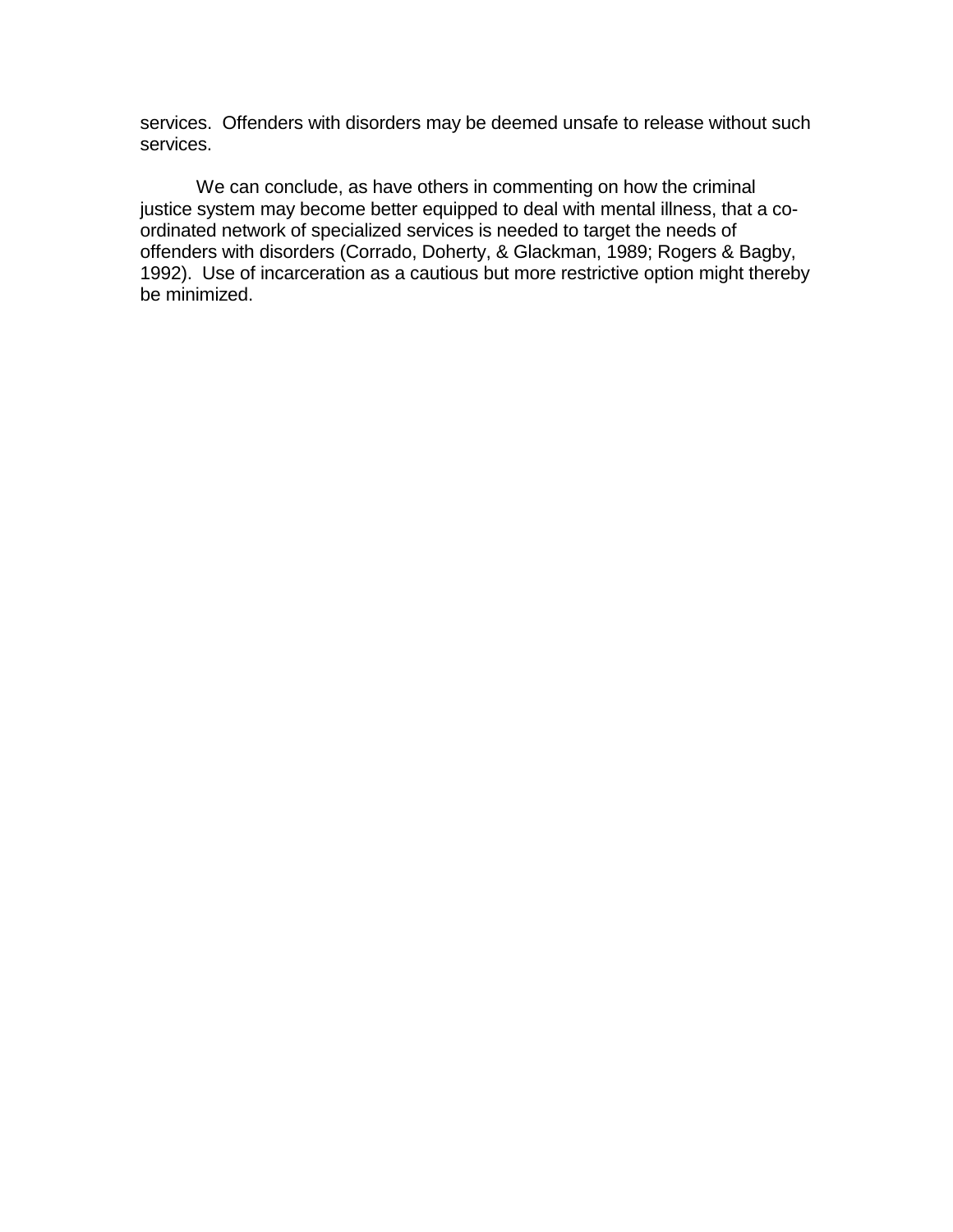services. Offenders with disorders may be deemed unsafe to release without such services.

We can conclude, as have others in commenting on how the criminal justice system may become better equipped to deal with mental illness, that a co-ordinated network of specialized services is needed to target the needs of offenders with disorders (Corrado, Doherty, & Glackman, 1989; Rogers & Bagby, 1992). Use of incarceration as a cautious but more restrictive option might thereby be minimized.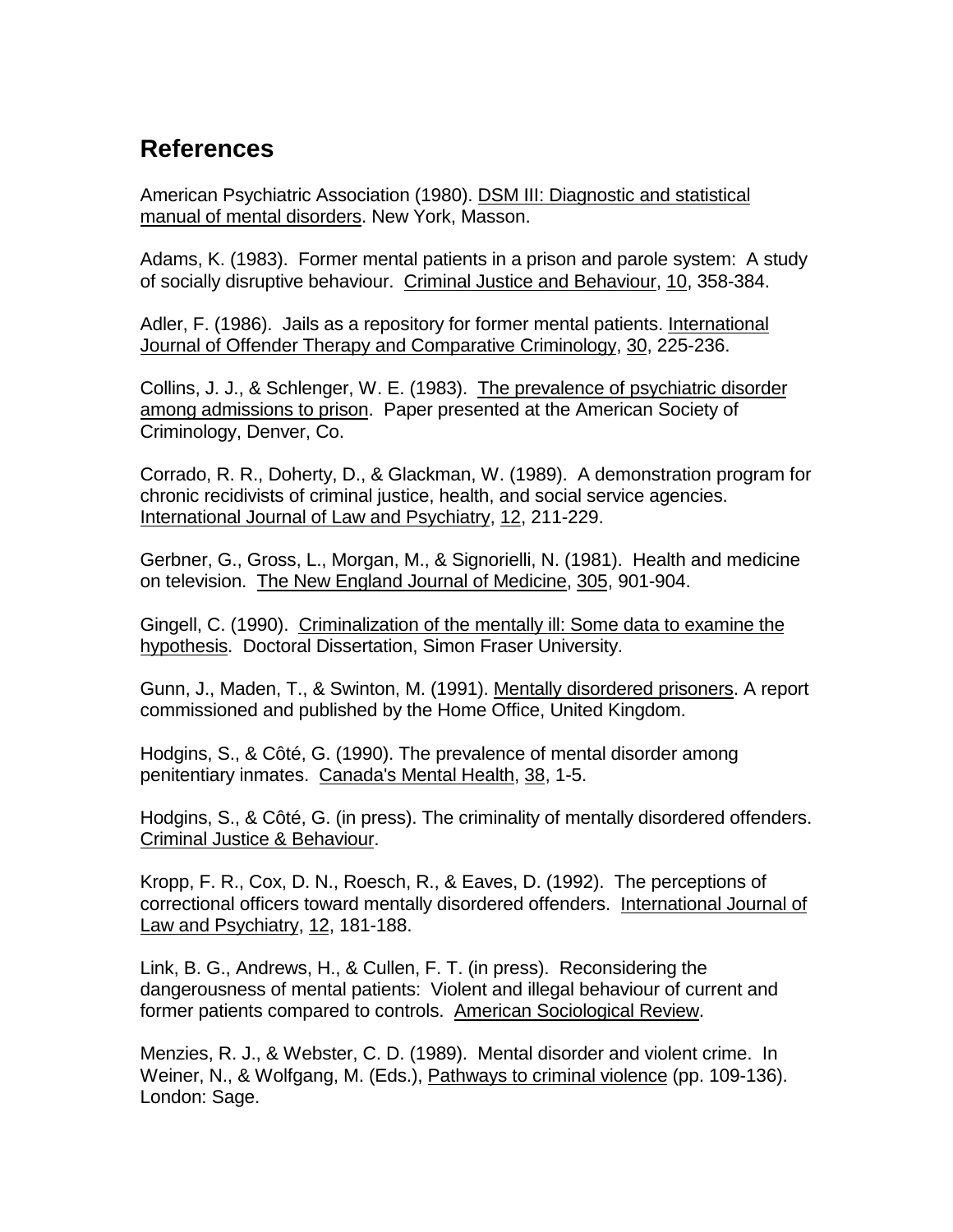## References

American Psychiatric Association (1980). DSM III: Diagnostic and statistical manual of mental disorders. New York, Masson.

Adams, K. (1983). Former mental patients in a prison and parole system: A study of socially disruptive behaviour. Criminal Justice and Behaviour, 10, 358-384.

Adler, F. (1986). Jails as a repository for former mental patients. International Journal of Offender Therapy and Comparative Criminology, 30, 225-236.

Collins, J. J., & Schlenger, W. E. (1983). The prevalence of psychiatric disorder among admissions to prison. Paper presented at the American Society of Criminology, Denver, Co.

Corrado, R. R., Doherty, D., & Glackman, W. (1989). A demonstration program for chronic recidivists of criminal justice, health, and social service agencies. International Journal of Law and Psychiatry, 12, 211-229.

Gerbner, G., Gross, L., Morgan, M., & Signorielli, N. (1981). Health and medicine on television. The New England Journal of Medicine, 305, 901-904.

Gingell, C. (1990). Criminalization of the mentally ill: Some data to examine the hypothesis. Doctoral Dissertation, Simon Fraser University.

Gunn, J., Maden, T., & Swinton, M. (1991). Mentally disordered prisoners. A report commissioned and published by the Home Office, United Kingdom.

Hodgins, S., & Côté, G. (1990). The prevalence of mental disorder among penitentiary inmates. Canada's Mental Health, 38, 1-5.

Hodgins, S., & Côté, G. (in press). The criminality of mentally disordered offenders. Criminal Justice & Behaviour.

Kropp, F. R., Cox, D. N., Roesch, R., & Eaves, D. (1992). The perceptions of correctional officers toward mentally disordered offenders. International Journal of Law and Psychiatry, 12, 181-188.

Link, B. G., Andrews, H., & Cullen, F. T. (in press). Reconsidering the dangerousness of mental patients: Violent and illegal behaviour of current and former patients compared to controls. American Sociological Review.

Menzies, R. J., & Webster, C. D. (1989). Mental disorder and violent crime. In Weiner, N., & Wolfgang, M. (Eds.), Pathways to criminal violence (pp. 109-136). London: Sage.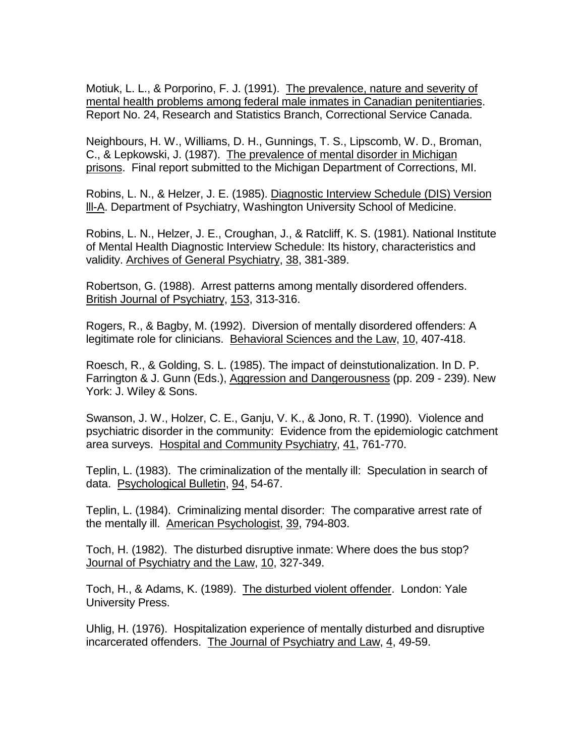Motiuk, L. L., & Porporino, F. J. (1991). The prevalence, nature and severity of mental health problems among federal male inmates in Canadian penitentiaries. Report No. 24, Research and Statistics Branch, Correctional Service Canada.

Neighbours, H. W., Williams, D. H., Gunnings, T. S., Lipscomb, W. D., Broman, C., & Lepkowski, J. (1987). The prevalence of mental disorder in Michigan prisons. Final report submitted to the Michigan Department of Corrections, MI.

Robins, L. N., & Helzer, J. E. (1985). Diagnostic Interview Schedule (DIS) Version lll-A. Department of Psychiatry, Washington University School of Medicine.

Robins, L. N., Helzer, J. E., Croughan, J., & Ratcliff, K. S. (1981). National Institute of Mental Health Diagnostic Interview Schedule: Its history, characteristics and validity. Archives of General Psychiatry, 38, 381-389.

Robertson, G. (1988). Arrest patterns among mentally disordered offenders. British Journal of Psychiatry, 153, 313-316.

Rogers, R., & Bagby, M. (1992). Diversion of mentally disordered offenders: A legitimate role for clinicians. Behavioral Sciences and the Law, 10, 407-418.

Roesch, R., & Golding, S. L. (1985). The impact of deinstutionalization. In D. P. Farrington & J. Gunn (Eds.), Aggression and Dangerousness (pp. 209 - 239). New York: J. Wiley & Sons.

Swanson, J. W., Holzer, C. E., Ganju, V. K., & Jono, R. T. (1990). Violence and psychiatric disorder in the community: Evidence from the epidemiologic catchment area surveys. Hospital and Community Psychiatry, 41, 761-770.

Teplin, L. (1983). The criminalization of the mentally ill: Speculation in search of data. Psychological Bulletin, 94, 54-67.

Teplin, L. (1984). Criminalizing mental disorder: The comparative arrest rate of the mentally ill. American Psychologist, 39, 794-803.

Toch, H. (1982). The disturbed disruptive inmate: Where does the bus stop? Journal of Psychiatry and the Law, 10, 327-349.

Toch, H., & Adams, K. (1989). The disturbed violent offender. London: Yale University Press.

Uhlig, H. (1976). Hospitalization experience of mentally disturbed and disruptive incarcerated offenders. The Journal of Psychiatry and Law, 4, 49-59.